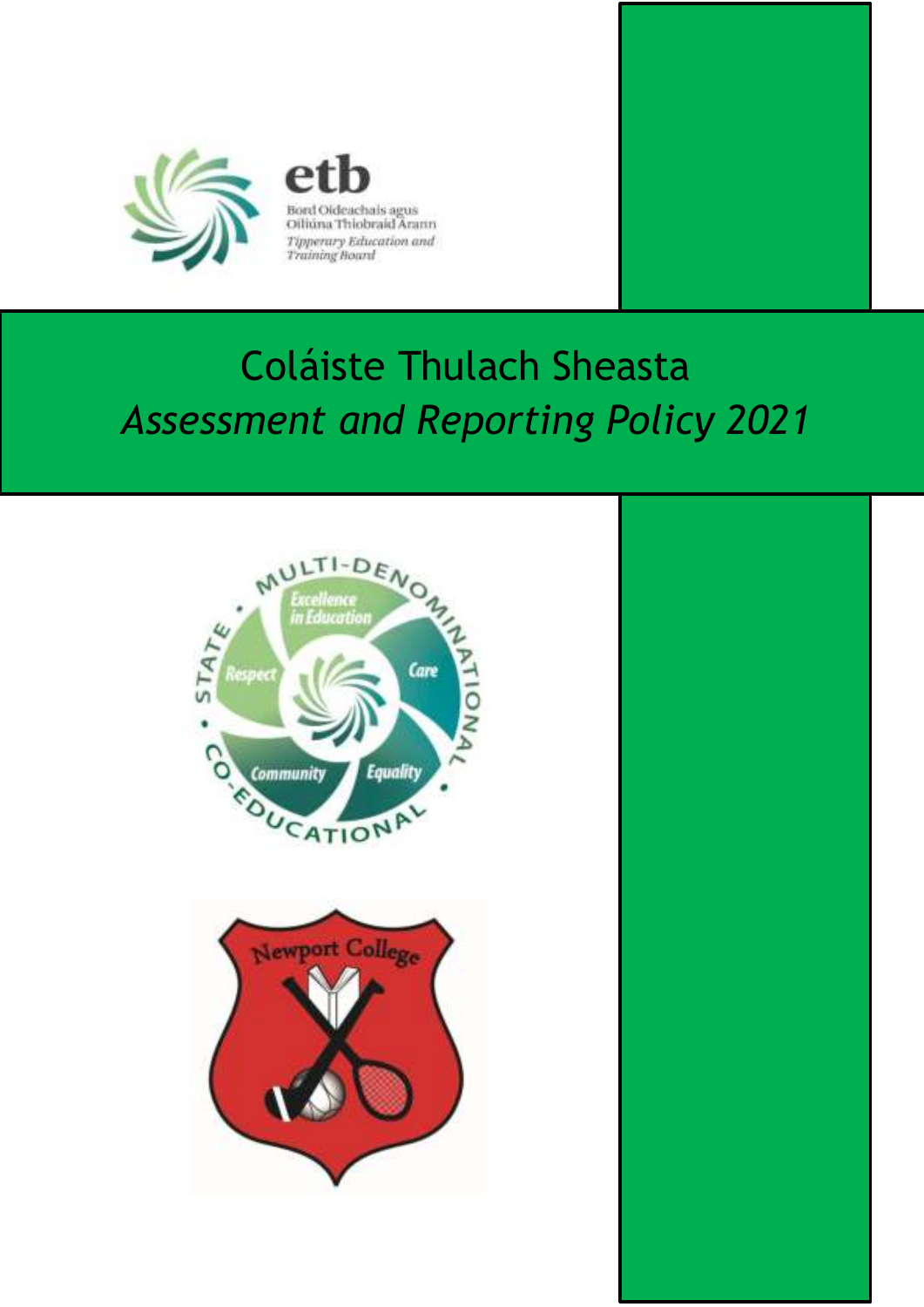etb

Bord Oideachais agus Oiliúna Thiobraid Árann

*Tipperary Education and Training Board*

# Coláiste Thulach Sheasta

## *Assessment and Reporting Policy 2021*

MULTI-DENOMINATIONAL • STATE • CO-EDUCATIONAL •

Excellence in Education

Care

Equality

Community

Respect

Newport College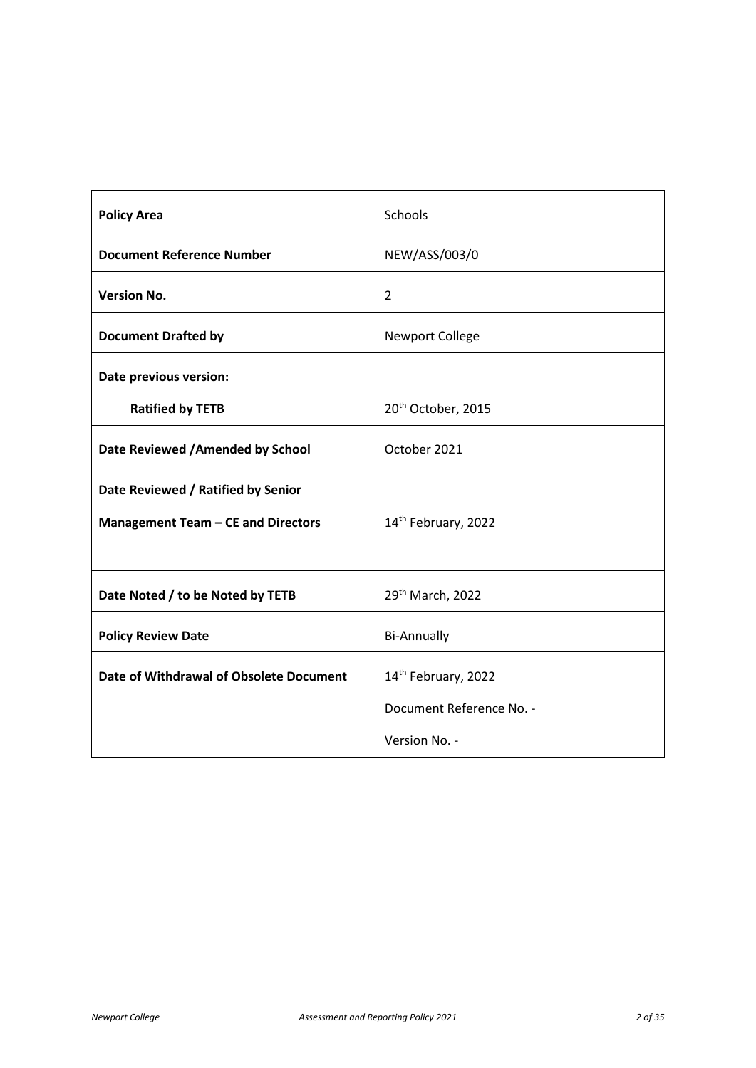| Policy Area | Schools |
|---|---|
| **Document Reference Number** | NEW/ASS/003/0 |
| **Version No.** | 2 |
| **Document Drafted by** | Newport College |
| **Date previous version:** **Ratified by TETB** | 20th October, 2015 |
| **Date Reviewed /Amended by School** | October 2021 |
| **Date Reviewed / Ratified by Senior Management Team – CE and Directors** | 14th February, 2022 |
| **Date Noted / to be Noted by TETB** | 29th March, 2022 |
| **Policy Review Date** | Bi-Annually |
| **Date of Withdrawal of Obsolete Document** | 14th February, 2022<br>Document Reference No. -<br>Version No. - |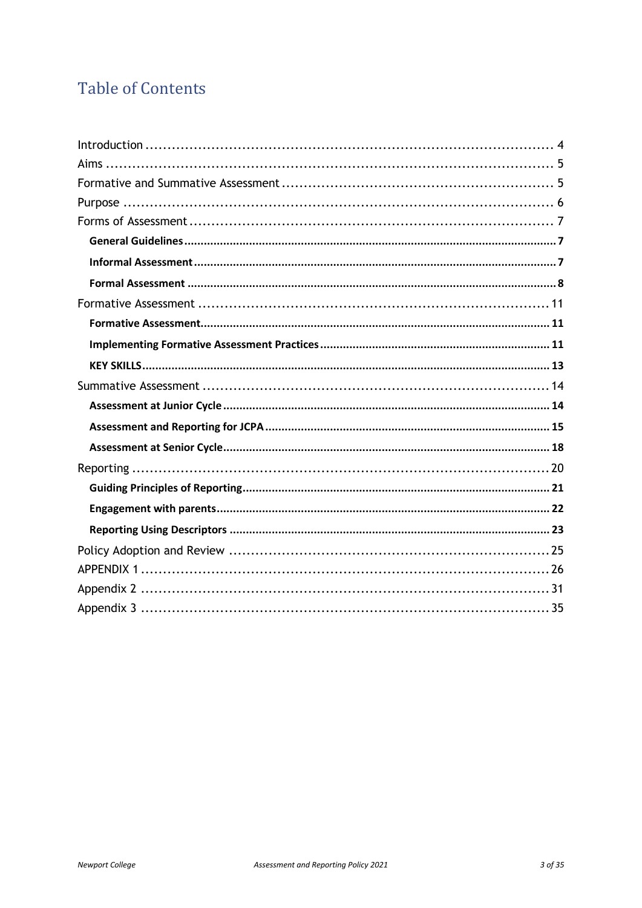# Table of Contents

Introduction .......... 4
Aims .......... 5
Formative and Summative Assessment .......... 5
Purpose .......... 6
Forms of Assessment .......... 7
- **General Guidelines** .......... **7**
- **Informal Assessment** .......... **7**
- **Formal Assessment** .......... **8**

Formative Assessment .......... 11
- **Formative Assessment** .......... **11**
- **Implementing Formative Assessment Practices** .......... **11**
- **KEY SKILLS** .......... **13**

Summative Assessment .......... 14
- **Assessment at Junior Cycle** .......... **14**
- **Assessment and Reporting for JCPA** .......... **15**
- **Assessment at Senior Cycle** .......... **18**

Reporting .......... 20
- **Guiding Principles of Reporting** .......... **21**
- **Engagement with parents** .......... **22**
- **Reporting Using Descriptors** .......... **23**

Policy Adoption and Review .......... 25
APPENDIX 1 .......... 26
Appendix 2 .......... 31
Appendix 3 .......... 35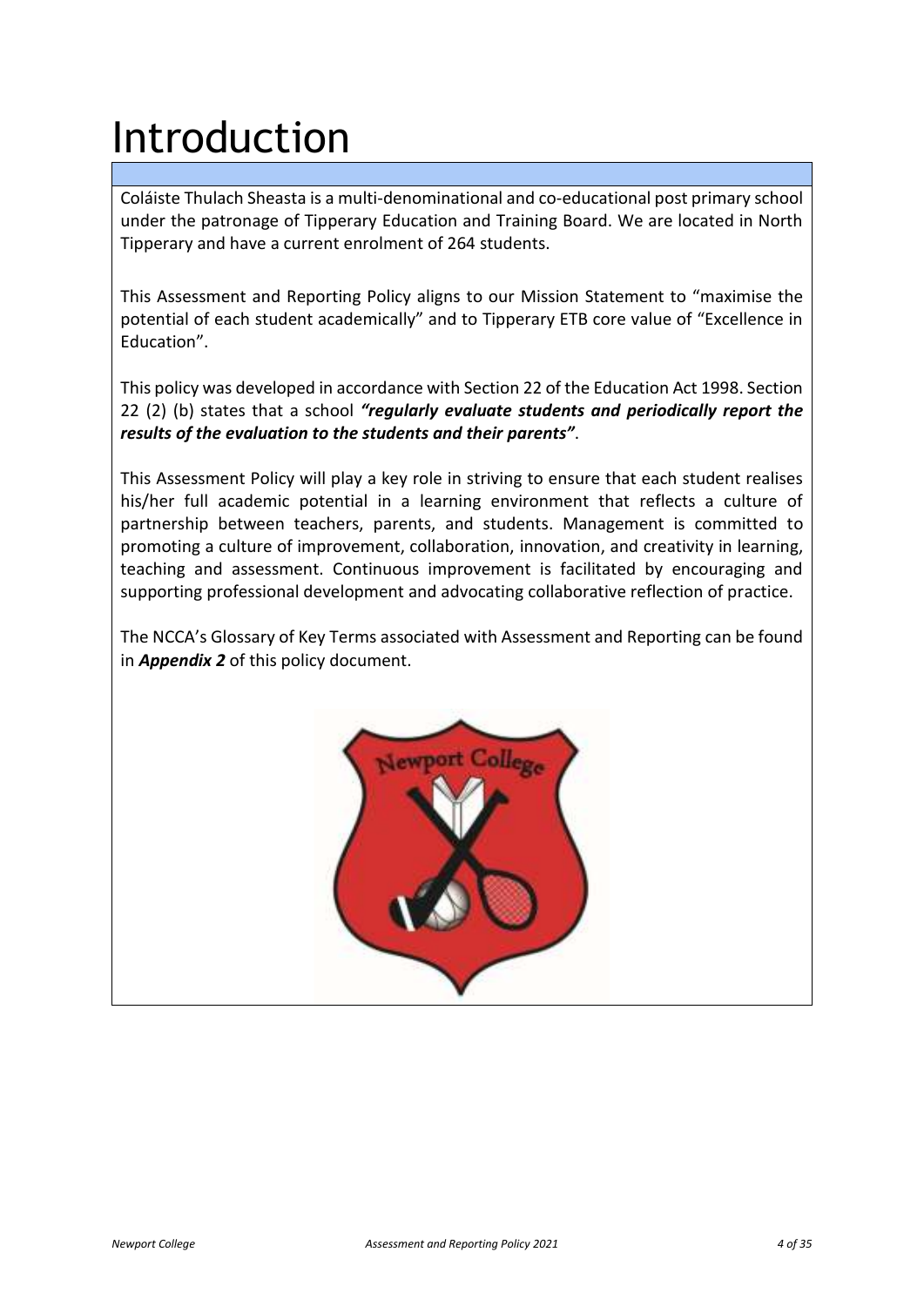# Introduction

Coláiste Thulach Sheasta is a multi-denominational and co-educational post primary school under the patronage of Tipperary Education and Training Board. We are located in North Tipperary and have a current enrolment of 264 students.

This Assessment and Reporting Policy aligns to our Mission Statement to "maximise the potential of each student academically" and to Tipperary ETB core value of "Excellence in Education".

This policy was developed in accordance with Section 22 of the Education Act 1998. Section 22 (2) (b) states that a school ***"regularly evaluate students and periodically report the results of the evaluation to the students and their parents"***.

This Assessment Policy will play a key role in striving to ensure that each student realises his/her full academic potential in a learning environment that reflects a culture of partnership between teachers, parents, and students. Management is committed to promoting a culture of improvement, collaboration, innovation, and creativity in learning, teaching and assessment. Continuous improvement is facilitated by encouraging and supporting professional development and advocating collaborative reflection of practice.

The NCCA's Glossary of Key Terms associated with Assessment and Reporting can be found in ***Appendix 2*** of this policy document.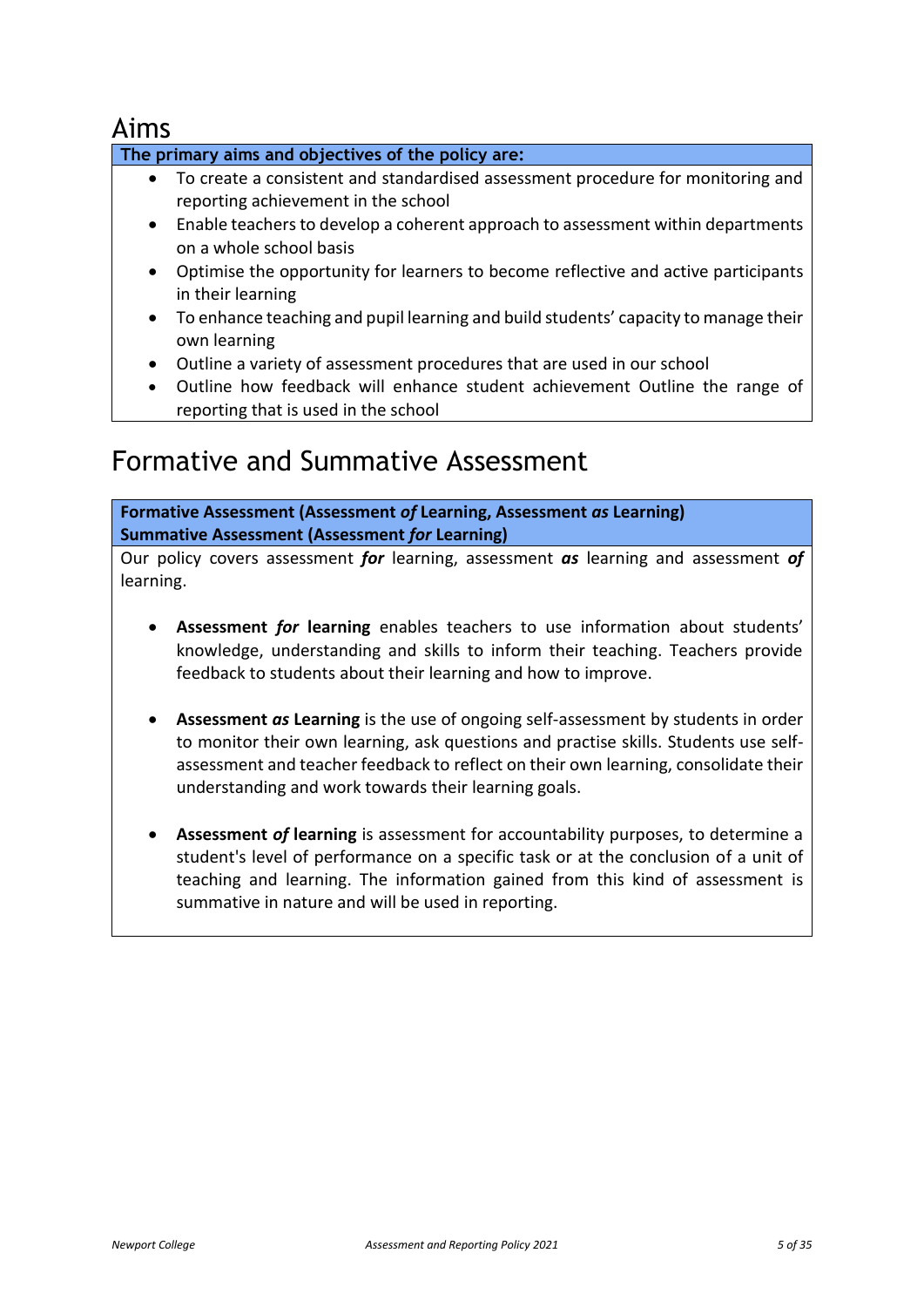# Aims

**The primary aims and objectives of the policy are:**

- To create a consistent and standardised assessment procedure for monitoring and reporting achievement in the school
- Enable teachers to develop a coherent approach to assessment within departments on a whole school basis
- Optimise the opportunity for learners to become reflective and active participants in their learning
- To enhance teaching and pupil learning and build students' capacity to manage their own learning
- Outline a variety of assessment procedures that are used in our school
- Outline how feedback will enhance student achievement Outline the range of reporting that is used in the school

# Formative and Summative Assessment

**Formative Assessment (Assessment *of* Learning, Assessment *as* Learning)**
**Summative Assessment (Assessment *for* Learning)**

Our policy covers assessment ***for*** learning, assessment ***as*** learning and assessment ***of*** learning.

- **Assessment *for* learning** enables teachers to use information about students' knowledge, understanding and skills to inform their teaching. Teachers provide feedback to students about their learning and how to improve.

- **Assessment *as* Learning** is the use of ongoing self-assessment by students in order to monitor their own learning, ask questions and practise skills. Students use self-assessment and teacher feedback to reflect on their own learning, consolidate their understanding and work towards their learning goals.

- **Assessment *of* learning** is assessment for accountability purposes, to determine a student's level of performance on a specific task or at the conclusion of a unit of teaching and learning. The information gained from this kind of assessment is summative in nature and will be used in reporting.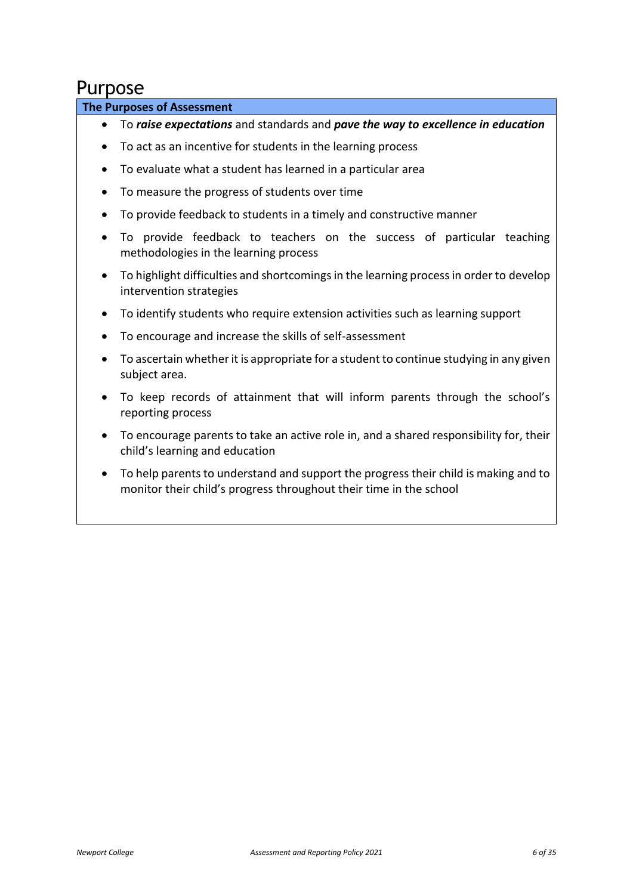# Purpose

**The Purposes of Assessment**

- To ***raise expectations*** and standards and ***pave the way to excellence in education***
- To act as an incentive for students in the learning process
- To evaluate what a student has learned in a particular area
- To measure the progress of students over time
- To provide feedback to students in a timely and constructive manner
- To provide feedback to teachers on the success of particular teaching methodologies in the learning process
- To highlight difficulties and shortcomings in the learning process in order to develop intervention strategies
- To identify students who require extension activities such as learning support
- To encourage and increase the skills of self-assessment
- To ascertain whether it is appropriate for a student to continue studying in any given subject area.
- To keep records of attainment that will inform parents through the school's reporting process
- To encourage parents to take an active role in, and a shared responsibility for, their child's learning and education
- To help parents to understand and support the progress their child is making and to monitor their child's progress throughout their time in the school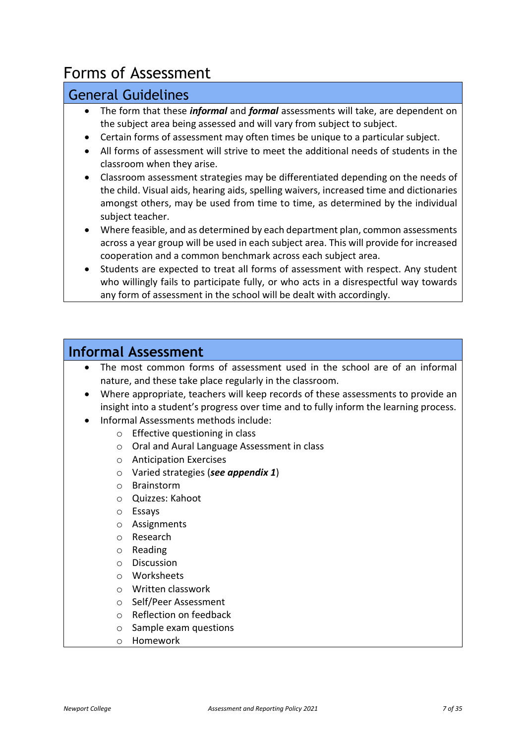# Forms of Assessment

## General Guidelines

- The form that these ***informal*** and ***formal*** assessments will take, are dependent on the subject area being assessed and will vary from subject to subject.
- Certain forms of assessment may often times be unique to a particular subject.
- All forms of assessment will strive to meet the additional needs of students in the classroom when they arise.
- Classroom assessment strategies may be differentiated depending on the needs of the child. Visual aids, hearing aids, spelling waivers, increased time and dictionaries amongst others, may be used from time to time, as determined by the individual subject teacher.
- Where feasible, and as determined by each department plan, common assessments across a year group will be used in each subject area. This will provide for increased cooperation and a common benchmark across each subject area.
- Students are expected to treat all forms of assessment with respect. Any student who willingly fails to participate fully, or who acts in a disrespectful way towards any form of assessment in the school will be dealt with accordingly.

## Informal Assessment

- The most common forms of assessment used in the school are of an informal nature, and these take place regularly in the classroom.
- Where appropriate, teachers will keep records of these assessments to provide an insight into a student's progress over time and to fully inform the learning process.
- Informal Assessments methods include:
    - Effective questioning in class
    - Oral and Aural Language Assessment in class
    - Anticipation Exercises
    - Varied strategies (***see appendix 1***)
    - Brainstorm
    - Quizzes: Kahoot
    - Essays
    - Assignments
    - Research
    - Reading
    - Discussion
    - Worksheets
    - Written classwork
    - Self/Peer Assessment
    - Reflection on feedback
    - Sample exam questions
    - Homework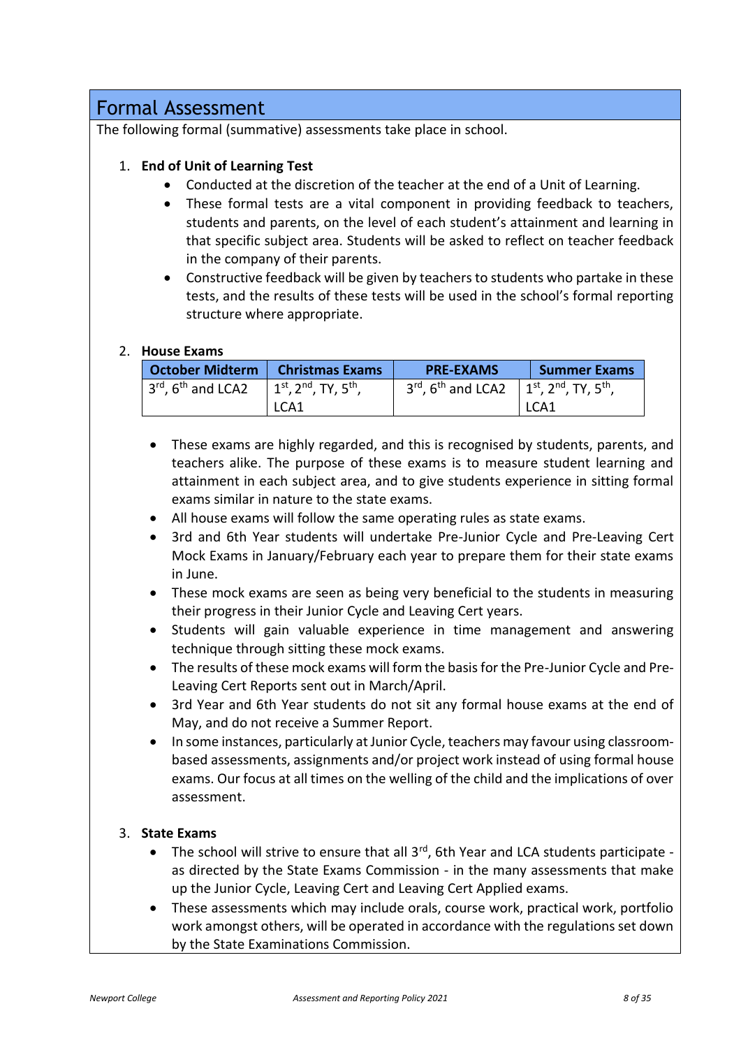## Formal Assessment

The following formal (summative) assessments take place in school.

1. **End of Unit of Learning Test**
    - Conducted at the discretion of the teacher at the end of a Unit of Learning.
    - These formal tests are a vital component in providing feedback to teachers, students and parents, on the level of each student's attainment and learning in that specific subject area. Students will be asked to reflect on teacher feedback in the company of their parents.
    - Constructive feedback will be given by teachers to students who partake in these tests, and the results of these tests will be used in the school's formal reporting structure where appropriate.

2. **House Exams**

| October Midterm | Christmas Exams | PRE-EXAMS | Summer Exams |
|---|---|---|---|
| 3rd, 6th and LCA2 | 1st, 2nd, TY, 5th, LCA1 | 3rd, 6th and LCA2 | 1st, 2nd, TY, 5th, LCA1 |

- These exams are highly regarded, and this is recognised by students, parents, and teachers alike. The purpose of these exams is to measure student learning and attainment in each subject area, and to give students experience in sitting formal exams similar in nature to the state exams.
- All house exams will follow the same operating rules as state exams.
- 3rd and 6th Year students will undertake Pre-Junior Cycle and Pre-Leaving Cert Mock Exams in January/February each year to prepare them for their state exams in June.
- These mock exams are seen as being very beneficial to the students in measuring their progress in their Junior Cycle and Leaving Cert years.
- Students will gain valuable experience in time management and answering technique through sitting these mock exams.
- The results of these mock exams will form the basis for the Pre-Junior Cycle and Pre-Leaving Cert Reports sent out in March/April.
- 3rd Year and 6th Year students do not sit any formal house exams at the end of May, and do not receive a Summer Report.
- In some instances, particularly at Junior Cycle, teachers may favour using classroom-based assessments, assignments and/or project work instead of using formal house exams. Our focus at all times on the welling of the child and the implications of over assessment.

3. **State Exams**
    - The school will strive to ensure that all 3rd, 6th Year and LCA students participate - as directed by the State Exams Commission - in the many assessments that make up the Junior Cycle, Leaving Cert and Leaving Cert Applied exams.
    - These assessments which may include orals, course work, practical work, portfolio work amongst others, will be operated in accordance with the regulations set down by the State Examinations Commission.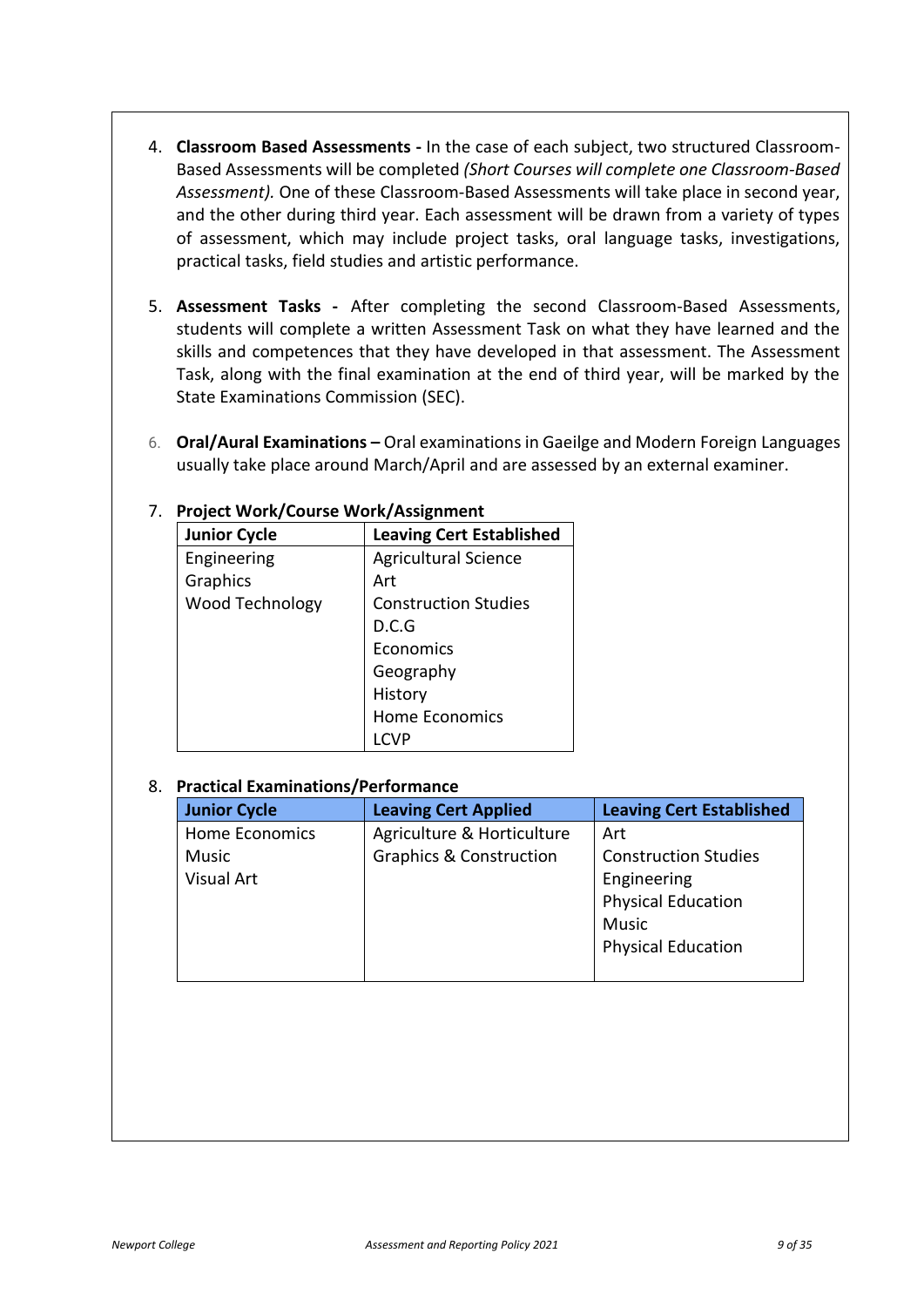4. **Classroom Based Assessments -** In the case of each subject, two structured Classroom-Based Assessments will be completed *(Short Courses will complete one Classroom-Based Assessment).* One of these Classroom-Based Assessments will take place in second year, and the other during third year. Each assessment will be drawn from a variety of types of assessment, which may include project tasks, oral language tasks, investigations, practical tasks, field studies and artistic performance.

5. **Assessment Tasks -** After completing the second Classroom-Based Assessments, students will complete a written Assessment Task on what they have learned and the skills and competences that they have developed in that assessment. The Assessment Task, along with the final examination at the end of third year, will be marked by the State Examinations Commission (SEC).

6. **Oral/Aural Examinations –** Oral examinations in Gaeilge and Modern Foreign Languages usually take place around March/April and are assessed by an external examiner.

7. **Project Work/Course Work/Assignment**

| Junior Cycle | Leaving Cert Established |
|---|---|
| Engineering | Agricultural Science |
| Graphics | Art |
| Wood Technology | Construction Studies |
| | D.C.G |
| | Economics |
| | Geography |
| | History |
| | Home Economics |
| | LCVP |

8. **Practical Examinations/Performance**

| Junior Cycle | Leaving Cert Applied | Leaving Cert Established |
|---|---|---|
| Home Economics | Agriculture & Horticulture | Art |
| Music | Graphics & Construction | Construction Studies |
| Visual Art | | Engineering |
| | | Physical Education |
| | | Music |
| | | Physical Education |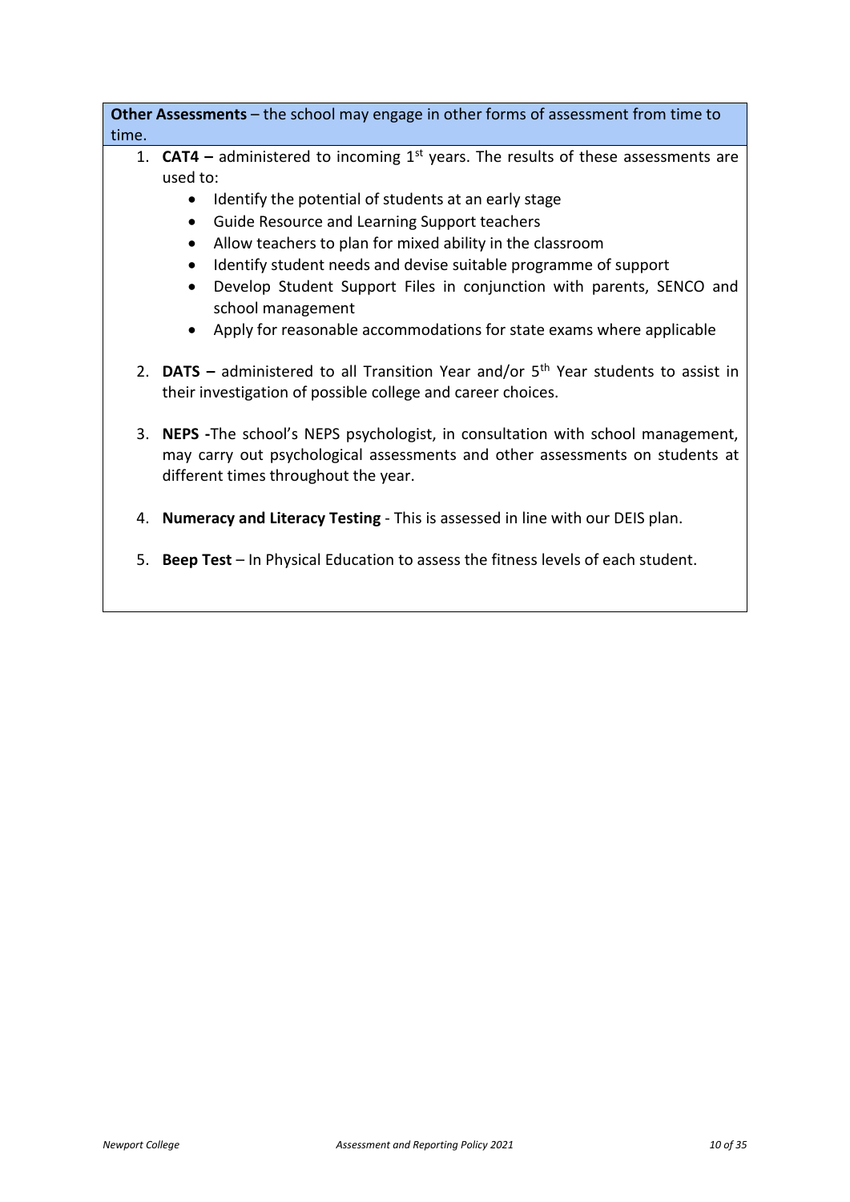**Other Assessments** – the school may engage in other forms of assessment from time to time.

1. **CAT4 –** administered to incoming 1st years. The results of these assessments are used to:
   - Identify the potential of students at an early stage
   - Guide Resource and Learning Support teachers
   - Allow teachers to plan for mixed ability in the classroom
   - Identify student needs and devise suitable programme of support
   - Develop Student Support Files in conjunction with parents, SENCO and school management
   - Apply for reasonable accommodations for state exams where applicable

2. **DATS –** administered to all Transition Year and/or 5th Year students to assist in their investigation of possible college and career choices.

3. **NEPS -**The school's NEPS psychologist, in consultation with school management, may carry out psychological assessments and other assessments on students at different times throughout the year.

4. **Numeracy and Literacy Testing** - This is assessed in line with our DEIS plan.

5. **Beep Test** – In Physical Education to assess the fitness levels of each student.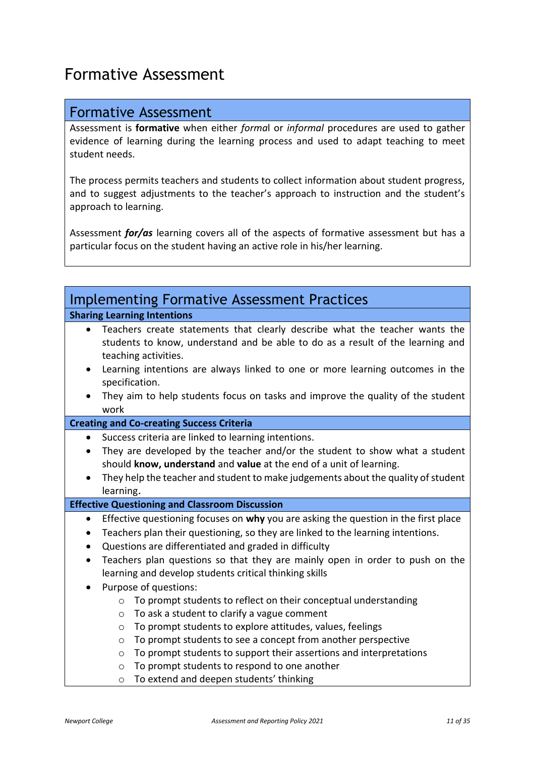# Formative Assessment

## Formative Assessment

Assessment is **formative** when either *forma*l or *informal* procedures are used to gather evidence of learning during the learning process and used to adapt teaching to meet student needs.

The process permits teachers and students to collect information about student progress, and to suggest adjustments to the teacher's approach to instruction and the student's approach to learning.

Assessment ***for/as*** learning covers all of the aspects of formative assessment but has a particular focus on the student having an active role in his/her learning.

## Implementing Formative Assessment Practices

### Sharing Learning Intentions

- Teachers create statements that clearly describe what the teacher wants the students to know, understand and be able to do as a result of the learning and teaching activities.
- Learning intentions are always linked to one or more learning outcomes in the specification.
- They aim to help students focus on tasks and improve the quality of the student work

### Creating and Co-creating Success Criteria

- Success criteria are linked to learning intentions.
- They are developed by the teacher and/or the student to show what a student should **know, understand** and **value** at the end of a unit of learning.
- They help the teacher and student to make judgements about the quality of student learning.

### Effective Questioning and Classroom Discussion

- Effective questioning focuses on **why** you are asking the question in the first place
- Teachers plan their questioning, so they are linked to the learning intentions.
- Questions are differentiated and graded in difficulty
- Teachers plan questions so that they are mainly open in order to push on the learning and develop students critical thinking skills
- Purpose of questions:
  - To prompt students to reflect on their conceptual understanding
  - To ask a student to clarify a vague comment
  - To prompt students to explore attitudes, values, feelings
  - To prompt students to see a concept from another perspective
  - To prompt students to support their assertions and interpretations
  - To prompt students to respond to one another
  - To extend and deepen students' thinking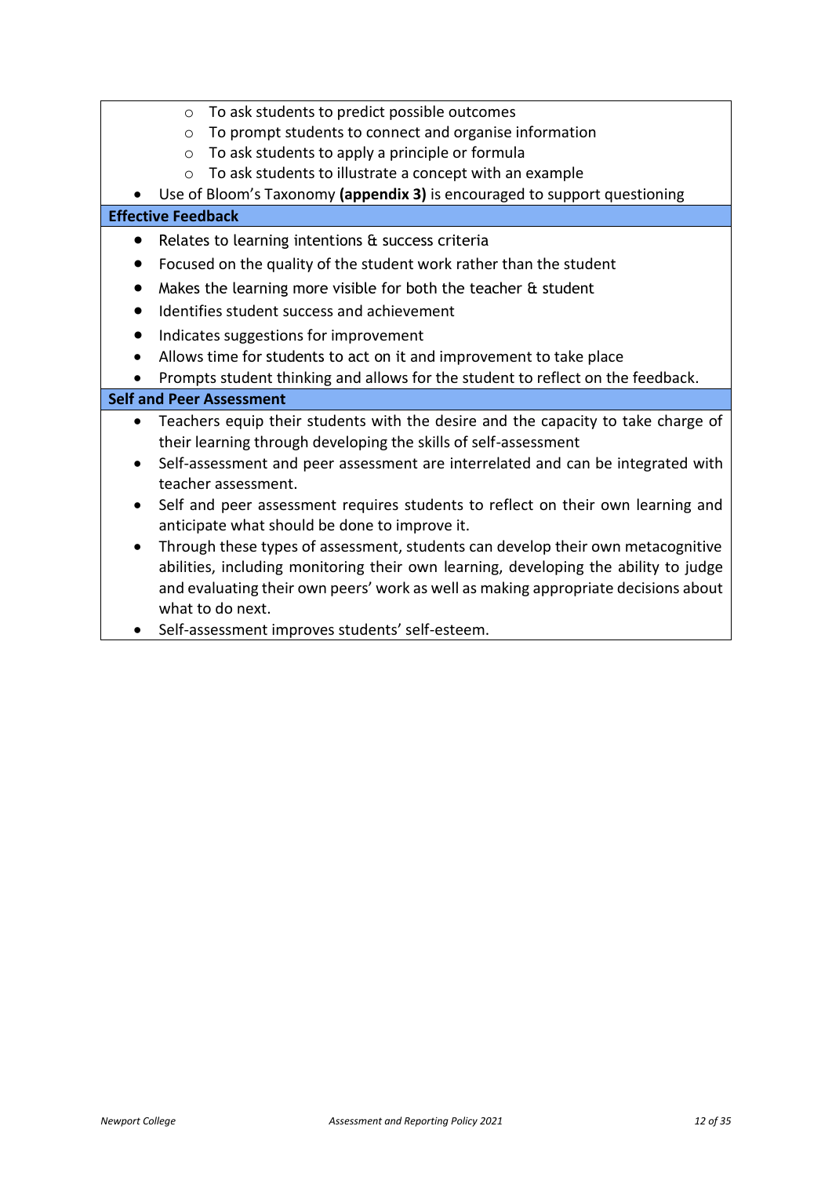- To ask students to predict possible outcomes
  - To prompt students to connect and organise information
  - To ask students to apply a principle or formula
  - To ask students to illustrate a concept with an example
- Use of Bloom's Taxonomy **(appendix 3)** is encouraged to support questioning

**Effective Feedback**

- Relates to learning intentions & success criteria
- Focused on the quality of the student work rather than the student
- Makes the learning more visible for both the teacher & student
- Identifies student success and achievement
- Indicates suggestions for improvement
- Allows time for students to act on it and improvement to take place
- Prompts student thinking and allows for the student to reflect on the feedback.

**Self and Peer Assessment**

- Teachers equip their students with the desire and the capacity to take charge of their learning through developing the skills of self-assessment
- Self-assessment and peer assessment are interrelated and can be integrated with teacher assessment.
- Self and peer assessment requires students to reflect on their own learning and anticipate what should be done to improve it.
- Through these types of assessment, students can develop their own metacognitive abilities, including monitoring their own learning, developing the ability to judge and evaluating their own peers' work as well as making appropriate decisions about what to do next.
- Self-assessment improves students' self-esteem.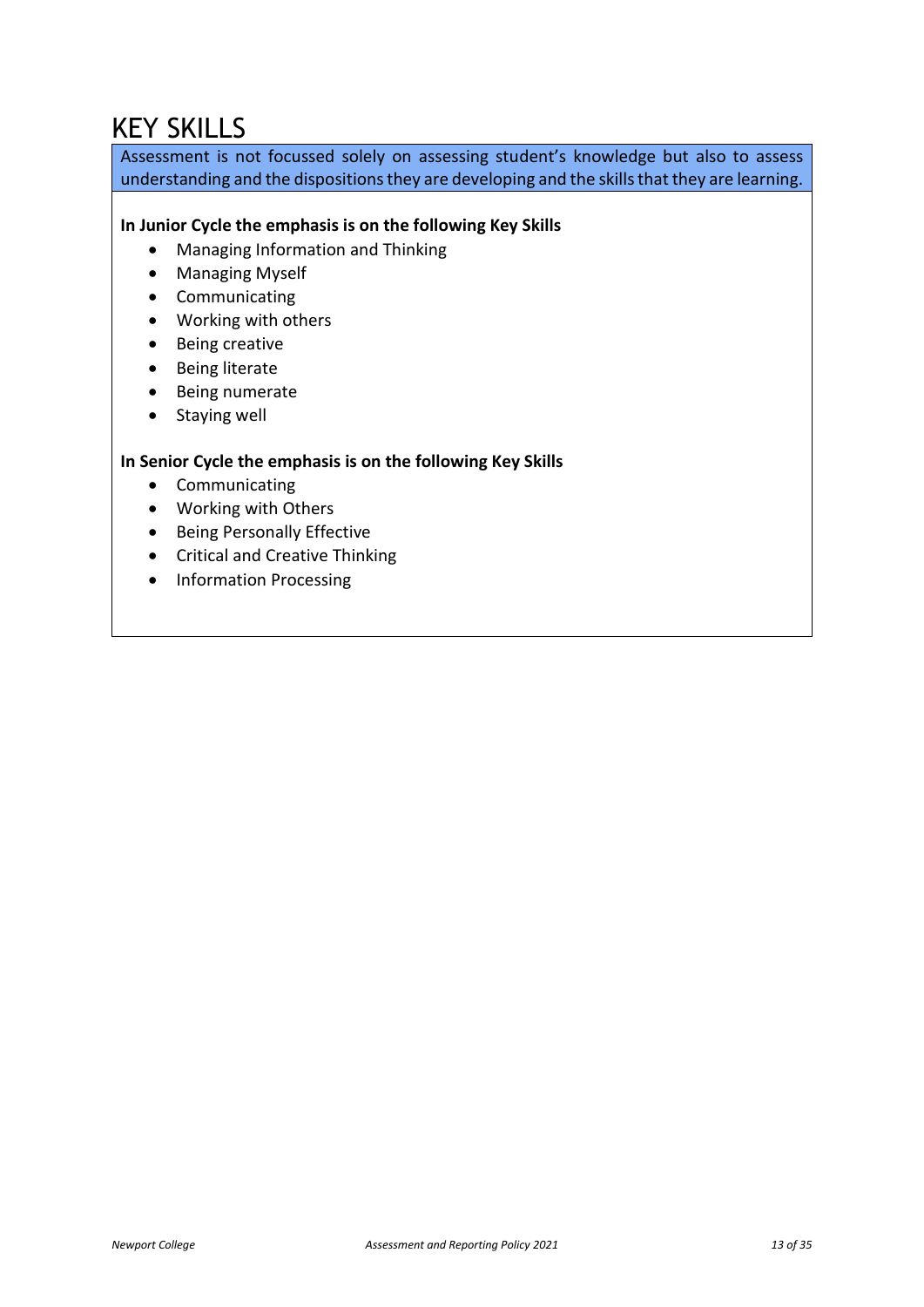# KEY SKILLS

Assessment is not focussed solely on assessing student's knowledge but also to assess understanding and the dispositions they are developing and the skills that they are learning.

**In Junior Cycle the emphasis is on the following Key Skills**

- Managing Information and Thinking
- Managing Myself
- Communicating
- Working with others
- Being creative
- Being literate
- Being numerate
- Staying well

**In Senior Cycle the emphasis is on the following Key Skills**

- Communicating
- Working with Others
- Being Personally Effective
- Critical and Creative Thinking
- Information Processing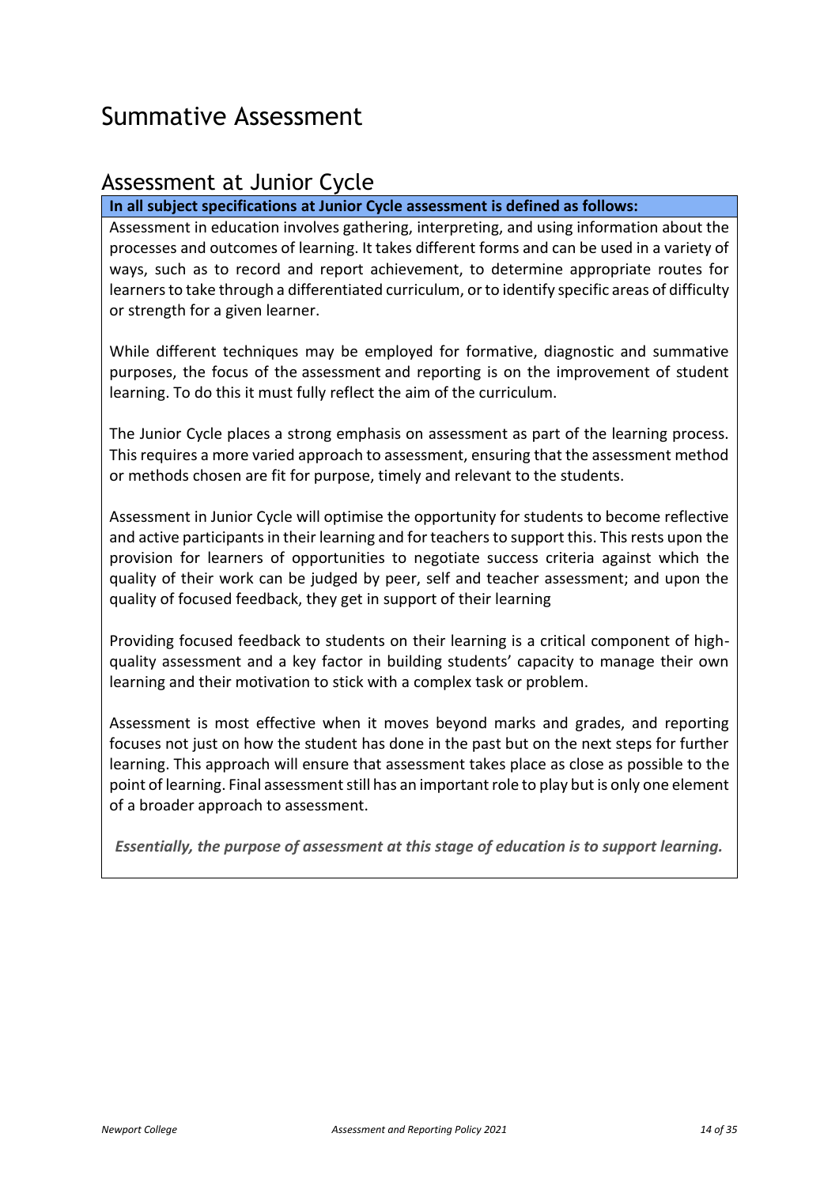# Summative Assessment

## Assessment at Junior Cycle

**In all subject specifications at Junior Cycle assessment is defined as follows:**

Assessment in education involves gathering, interpreting, and using information about the processes and outcomes of learning. It takes different forms and can be used in a variety of ways, such as to record and report achievement, to determine appropriate routes for learners to take through a differentiated curriculum, or to identify specific areas of difficulty or strength for a given learner.

While different techniques may be employed for formative, diagnostic and summative purposes, the focus of the assessment and reporting is on the improvement of student learning. To do this it must fully reflect the aim of the curriculum.

The Junior Cycle places a strong emphasis on assessment as part of the learning process. This requires a more varied approach to assessment, ensuring that the assessment method or methods chosen are fit for purpose, timely and relevant to the students.

Assessment in Junior Cycle will optimise the opportunity for students to become reflective and active participants in their learning and for teachers to support this. This rests upon the provision for learners of opportunities to negotiate success criteria against which the quality of their work can be judged by peer, self and teacher assessment; and upon the quality of focused feedback, they get in support of their learning

Providing focused feedback to students on their learning is a critical component of high-quality assessment and a key factor in building students' capacity to manage their own learning and their motivation to stick with a complex task or problem.

Assessment is most effective when it moves beyond marks and grades, and reporting focuses not just on how the student has done in the past but on the next steps for further learning. This approach will ensure that assessment takes place as close as possible to the point of learning. Final assessment still has an important role to play but is only one element of a broader approach to assessment.

***Essentially, the purpose of assessment at this stage of education is to support learning.***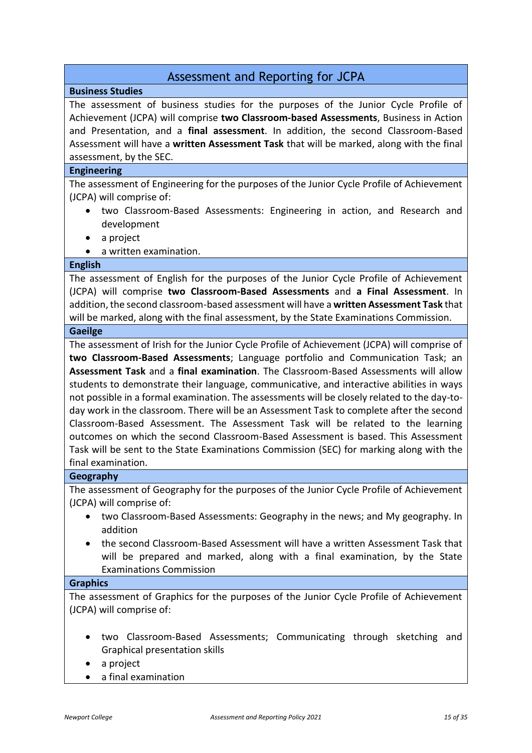## Assessment and Reporting for JCPA

### Business Studies

The assessment of business studies for the purposes of the Junior Cycle Profile of Achievement (JCPA) will comprise **two Classroom-based Assessments**, Business in Action and Presentation, and a **final assessment**. In addition, the second Classroom-Based Assessment will have a **written Assessment Task** that will be marked, along with the final assessment, by the SEC.

### Engineering

The assessment of Engineering for the purposes of the Junior Cycle Profile of Achievement (JCPA) will comprise of:

- two Classroom-Based Assessments: Engineering in action, and Research and development
- a project
- a written examination.

### English

The assessment of English for the purposes of the Junior Cycle Profile of Achievement (JCPA) will comprise **two Classroom-Based Assessments** and **a Final Assessment**. In addition, the second classroom-based assessment will have a **written Assessment Task** that will be marked, along with the final assessment, by the State Examinations Commission.

### Gaeilge

The assessment of Irish for the Junior Cycle Profile of Achievement (JCPA) will comprise of **two Classroom-Based Assessments**; Language portfolio and Communication Task; an **Assessment Task** and a **final examination**. The Classroom-Based Assessments will allow students to demonstrate their language, communicative, and interactive abilities in ways not possible in a formal examination. The assessments will be closely related to the day-to-day work in the classroom. There will be an Assessment Task to complete after the second Classroom-Based Assessment. The Assessment Task will be related to the learning outcomes on which the second Classroom-Based Assessment is based. This Assessment Task will be sent to the State Examinations Commission (SEC) for marking along with the final examination.

### Geography

The assessment of Geography for the purposes of the Junior Cycle Profile of Achievement (JCPA) will comprise of:

- two Classroom-Based Assessments: Geography in the news; and My geography. In addition
- the second Classroom-Based Assessment will have a written Assessment Task that will be prepared and marked, along with a final examination, by the State Examinations Commission

### Graphics

The assessment of Graphics for the purposes of the Junior Cycle Profile of Achievement (JCPA) will comprise of:

- two Classroom-Based Assessments; Communicating through sketching and Graphical presentation skills
- a project
- a final examination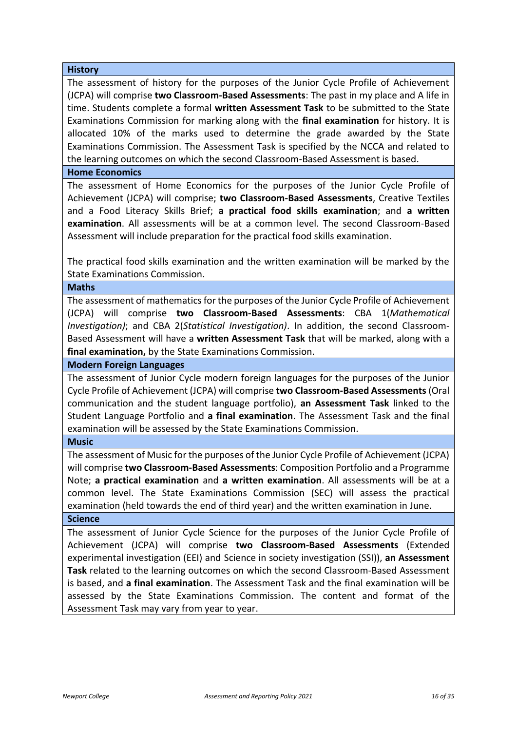| History |
| --- |
| The assessment of history for the purposes of the Junior Cycle Profile of Achievement (JCPA) will comprise **two Classroom-Based Assessments**: The past in my place and A life in time. Students complete a formal **written Assessment Task** to be submitted to the State Examinations Commission for marking along with the **final examination** for history. It is allocated 10% of the marks used to determine the grade awarded by the State Examinations Commission. The Assessment Task is specified by the NCCA and related to the learning outcomes on which the second Classroom-Based Assessment is based. |
| **Home Economics** |
| The assessment of Home Economics for the purposes of the Junior Cycle Profile of Achievement (JCPA) will comprise; **two Classroom-Based Assessments**, Creative Textiles and a Food Literacy Skills Brief; **a practical food skills examination**; and **a written examination**. All assessments will be at a common level. The second Classroom-Based Assessment will include preparation for the practical food skills examination.<br><br>The practical food skills examination and the written examination will be marked by the State Examinations Commission. |
| **Maths** |
| The assessment of mathematics for the purposes of the Junior Cycle Profile of Achievement (JCPA) will comprise **two Classroom-Based Assessments**: CBA 1(*Mathematical Investigation)*; and CBA 2(*Statistical Investigation)*. In addition, the second Classroom-Based Assessment will have a **written Assessment Task** that will be marked, along with a **final examination,** by the State Examinations Commission. |
| **Modern Foreign Languages** |
| The assessment of Junior Cycle modern foreign languages for the purposes of the Junior Cycle Profile of Achievement (JCPA) will comprise **two Classroom-Based Assessments** (Oral communication and the student language portfolio), **an Assessment Task** linked to the Student Language Portfolio and **a final examination**. The Assessment Task and the final examination will be assessed by the State Examinations Commission. |
| **Music** |
| The assessment of Music for the purposes of the Junior Cycle Profile of Achievement (JCPA) will comprise **two Classroom-Based Assessments**: Composition Portfolio and a Programme Note; **a practical examination** and **a written examination**. All assessments will be at a common level. The State Examinations Commission (SEC) will assess the practical examination (held towards the end of third year) and the written examination in June. |
| **Science** |
| The assessment of Junior Cycle Science for the purposes of the Junior Cycle Profile of Achievement (JCPA) will comprise **two Classroom-Based Assessments** (Extended experimental investigation (EEI) and Science in society investigation (SSI)), **an Assessment Task** related to the learning outcomes on which the second Classroom-Based Assessment is based, and **a final examination**. The Assessment Task and the final examination will be assessed by the State Examinations Commission. The content and format of the Assessment Task may vary from year to year. |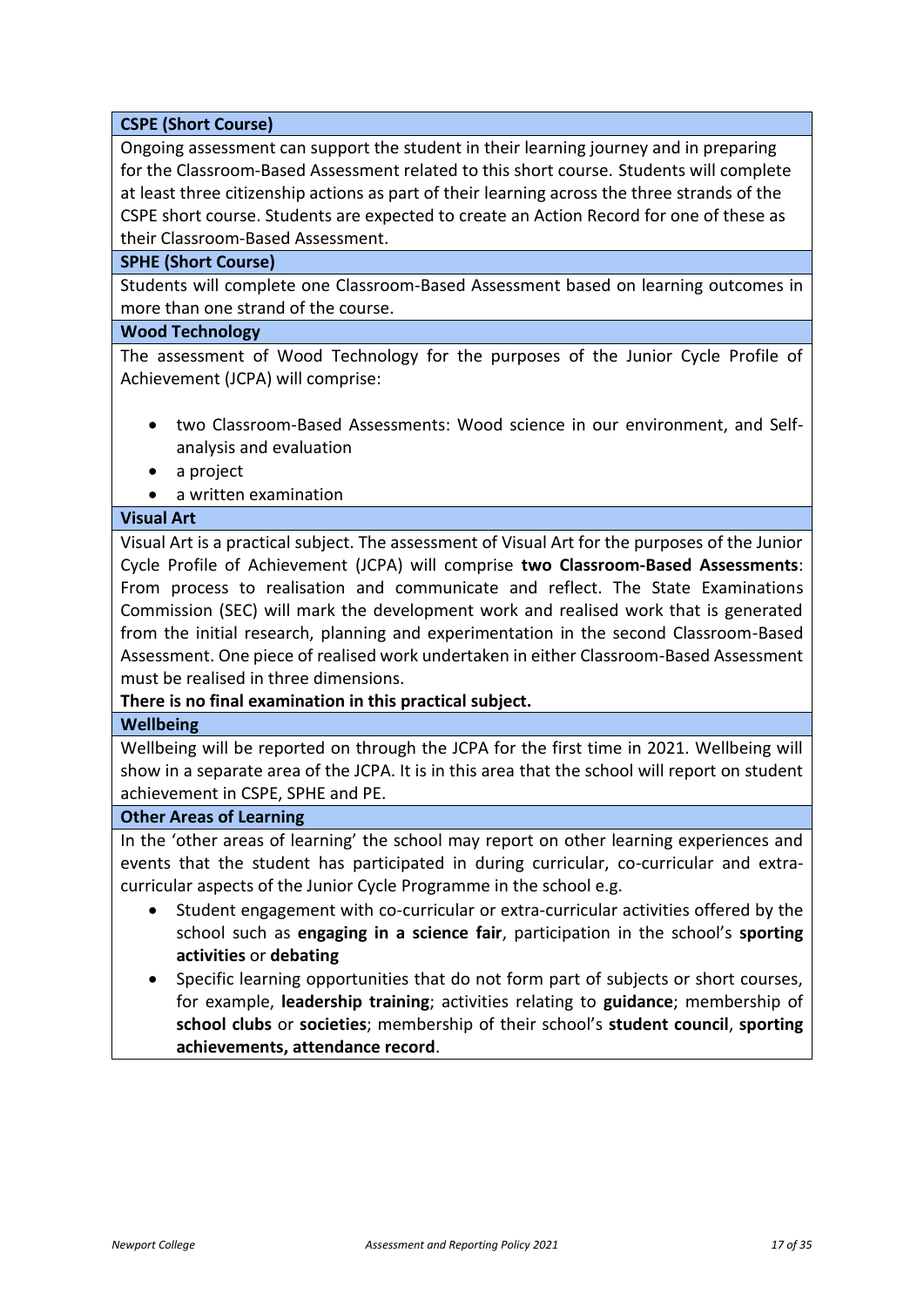**CSPE (Short Course)**

Ongoing assessment can support the student in their learning journey and in preparing for the Classroom-Based Assessment related to this short course. Students will complete at least three citizenship actions as part of their learning across the three strands of the CSPE short course. Students are expected to create an Action Record for one of these as their Classroom-Based Assessment.

**SPHE (Short Course)**

Students will complete one Classroom-Based Assessment based on learning outcomes in more than one strand of the course.

**Wood Technology**

The assessment of Wood Technology for the purposes of the Junior Cycle Profile of Achievement (JCPA) will comprise:

- two Classroom-Based Assessments: Wood science in our environment, and Self-analysis and evaluation
- a project
- a written examination

**Visual Art**

Visual Art is a practical subject. The assessment of Visual Art for the purposes of the Junior Cycle Profile of Achievement (JCPA) will comprise **two Classroom-Based Assessments**: From process to realisation and communicate and reflect. The State Examinations Commission (SEC) will mark the development work and realised work that is generated from the initial research, planning and experimentation in the second Classroom-Based Assessment. One piece of realised work undertaken in either Classroom-Based Assessment must be realised in three dimensions.

**There is no final examination in this practical subject.**

**Wellbeing**

Wellbeing will be reported on through the JCPA for the first time in 2021. Wellbeing will show in a separate area of the JCPA. It is in this area that the school will report on student achievement in CSPE, SPHE and PE.

**Other Areas of Learning**

In the 'other areas of learning' the school may report on other learning experiences and events that the student has participated in during curricular, co-curricular and extra-curricular aspects of the Junior Cycle Programme in the school e.g.

- Student engagement with co-curricular or extra-curricular activities offered by the school such as **engaging in a science fair**, participation in the school's **sporting activities** or **debating**
- Specific learning opportunities that do not form part of subjects or short courses, for example, **leadership training**; activities relating to **guidance**; membership of **school clubs** or **societies**; membership of their school's **student council**, **sporting achievements, attendance record**.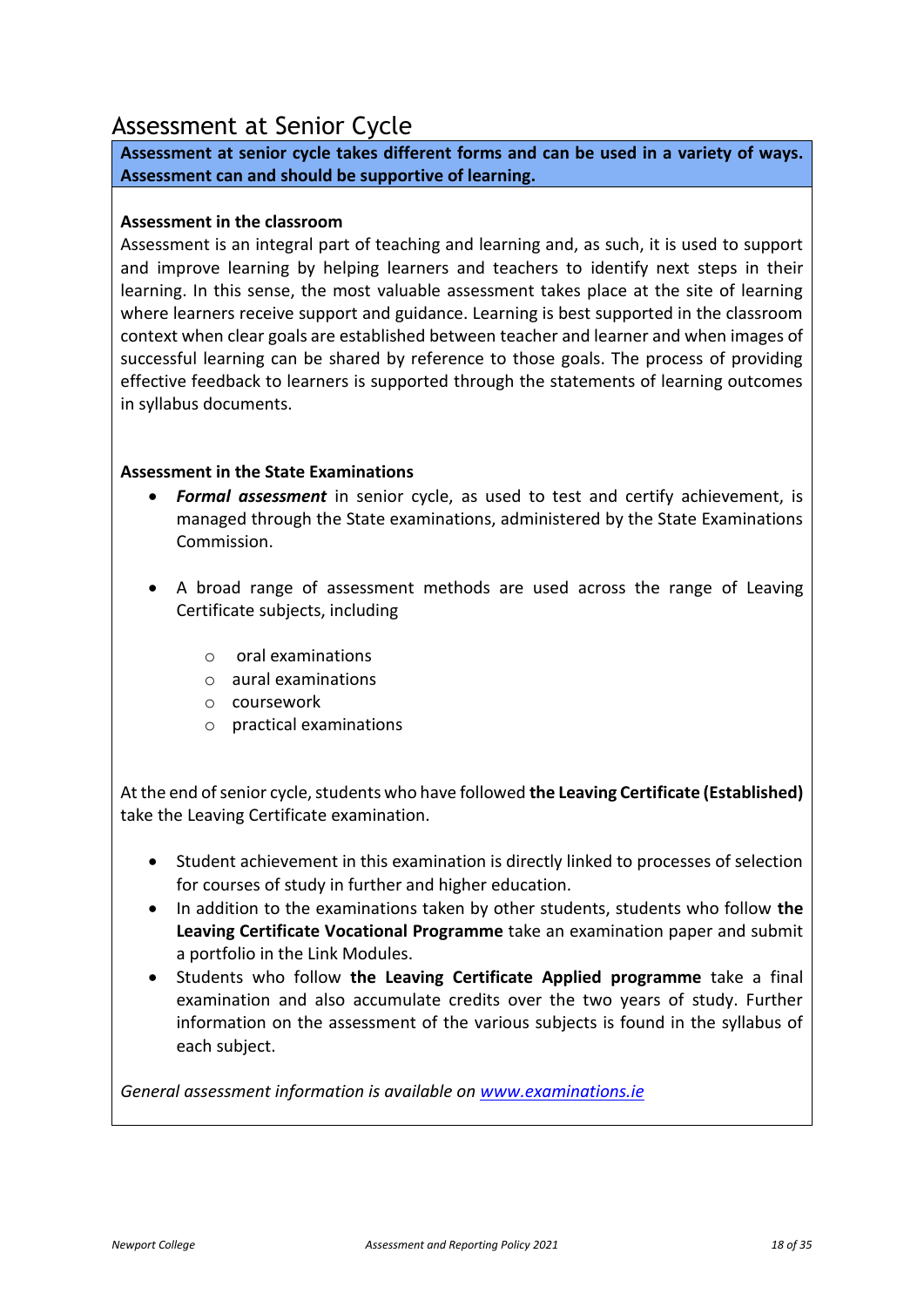# Assessment at Senior Cycle

**Assessment at senior cycle takes different forms and can be used in a variety of ways. Assessment can and should be supportive of learning.**

**Assessment in the classroom**

Assessment is an integral part of teaching and learning and, as such, it is used to support and improve learning by helping learners and teachers to identify next steps in their learning. In this sense, the most valuable assessment takes place at the site of learning where learners receive support and guidance. Learning is best supported in the classroom context when clear goals are established between teacher and learner and when images of successful learning can be shared by reference to those goals. The process of providing effective feedback to learners is supported through the statements of learning outcomes in syllabus documents.

**Assessment in the State Examinations**

- ***Formal assessment*** in senior cycle, as used to test and certify achievement, is managed through the State examinations, administered by the State Examinations Commission.

- A broad range of assessment methods are used across the range of Leaving Certificate subjects, including

  - oral examinations
  - aural examinations
  - coursework
  - practical examinations

At the end of senior cycle, students who have followed **the Leaving Certificate (Established)** take the Leaving Certificate examination.

- Student achievement in this examination is directly linked to processes of selection for courses of study in further and higher education.
- In addition to the examinations taken by other students, students who follow **the Leaving Certificate Vocational Programme** take an examination paper and submit a portfolio in the Link Modules.
- Students who follow **the Leaving Certificate Applied programme** take a final examination and also accumulate credits over the two years of study. Further information on the assessment of the various subjects is found in the syllabus of each subject.

*General assessment information is available on [www.examinations.ie](http://www.examinations.ie)*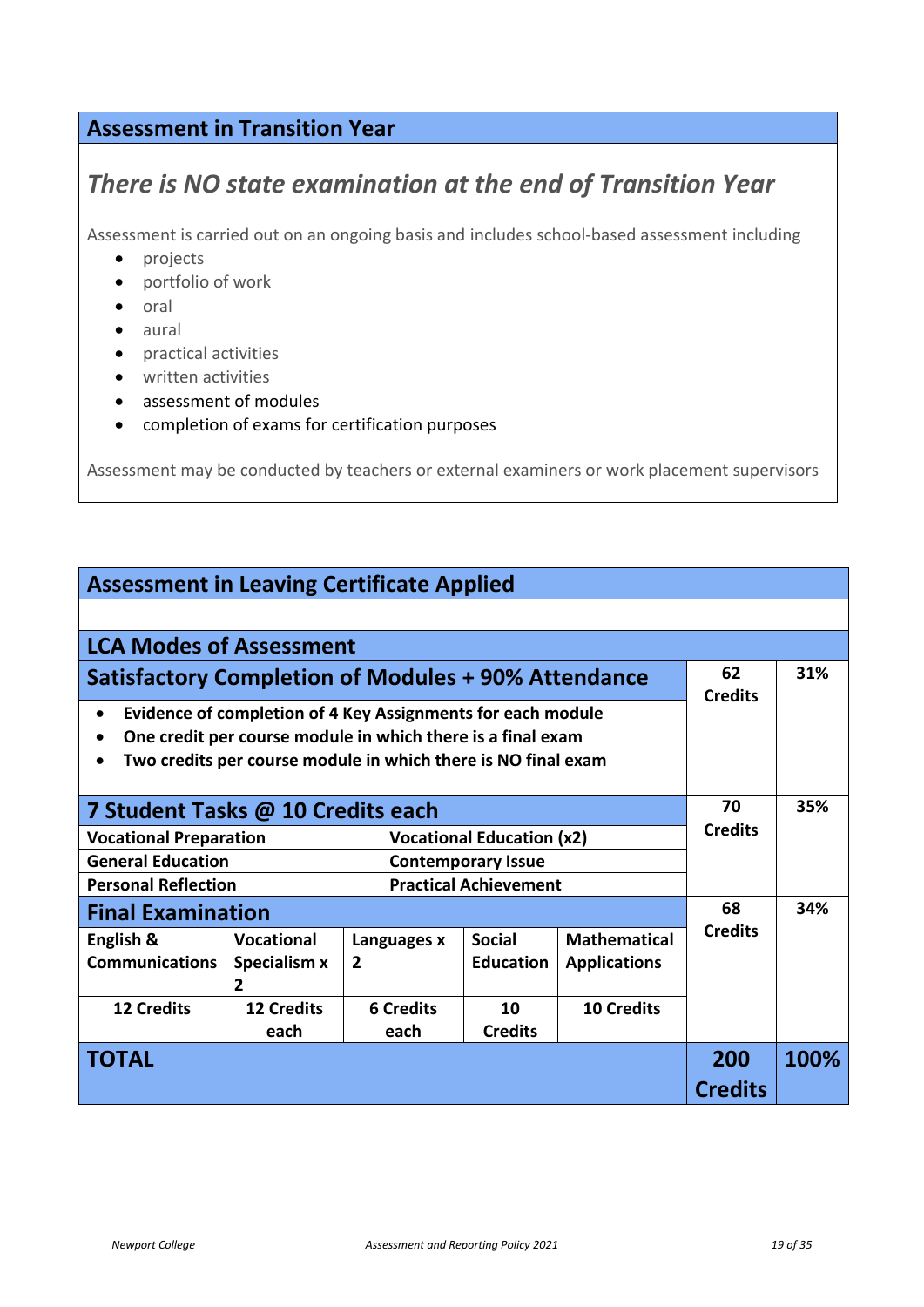## Assessment in Transition Year

### *There is NO state examination at the end of Transition Year*

Assessment is carried out on an ongoing basis and includes school-based assessment including

- projects
- portfolio of work
- oral
- aural
- practical activities
- written activities
- assessment of modules
- completion of exams for certification purposes

Assessment may be conducted by teachers or external examiners or work placement supervisors

## Assessment in Leaving Certificate Applied

### LCA Modes of Assessment

| Mode | | | | | Credits | % |
|---|---|---|---|---|---|---|
| **Satisfactory Completion of Modules + 90% Attendance** | | | | | **62 Credits** | **31%** |
| • **Evidence of completion of 4 Key Assignments for each module**<br>• **One credit per course module in which there is a final exam**<br>• **Two credits per course module in which there is NO final exam** | | | | | | |
| **7 Student Tasks @ 10 Credits each** | | | | | **70 Credits** | **35%** |
| **Vocational Preparation** | | **Vocational Education (x2)** | | | | |
| **General Education** | | **Contemporary Issue** | | | | |
| **Personal Reflection** | | **Practical Achievement** | | | | |
| **Final Examination** | | | | | **68 Credits** | **34%** |
| **English & Communications** | **Vocational Specialism x 2** | **Languages x 2** | **Social Education** | **Mathematical Applications** | | |
| **12 Credits** | **12 Credits each** | **6 Credits each** | **10 Credits** | **10 Credits** | | |
| **TOTAL** | | | | | **200 Credits** | **100%** |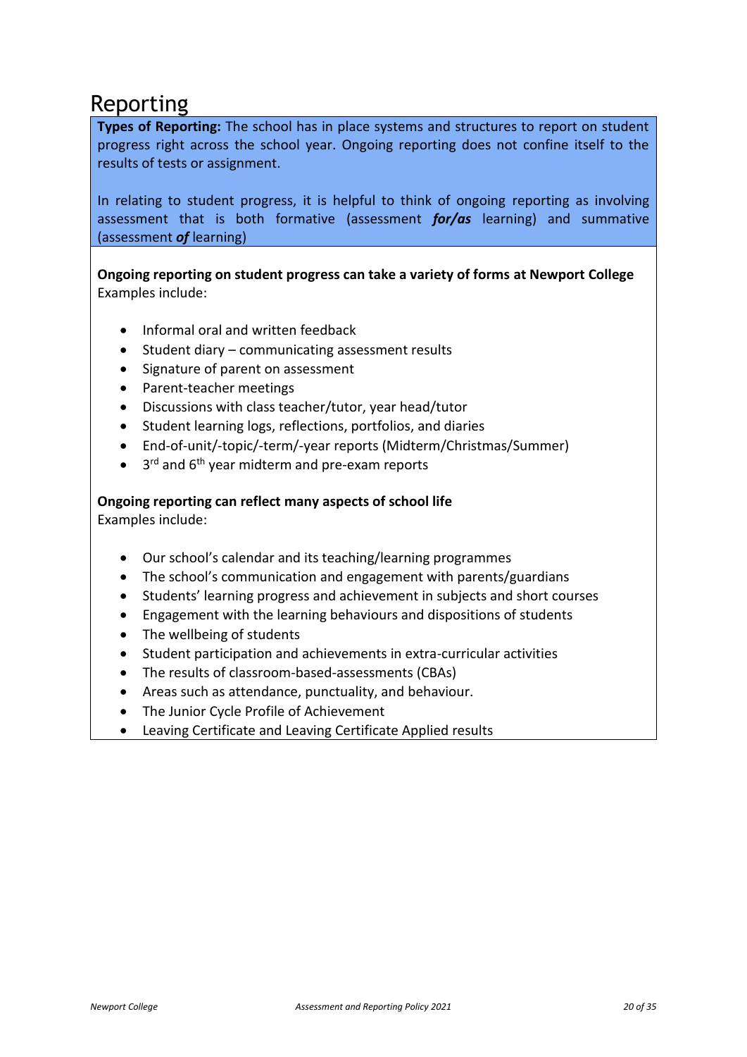# Reporting

**Types of Reporting:** The school has in place systems and structures to report on student progress right across the school year. Ongoing reporting does not confine itself to the results of tests or assignment.

In relating to student progress, it is helpful to think of ongoing reporting as involving assessment that is both formative (assessment ***for/as*** learning) and summative (assessment ***of*** learning)

**Ongoing reporting on student progress can take a variety of forms at Newport College**
Examples include:

- Informal oral and written feedback
- Student diary – communicating assessment results
- Signature of parent on assessment
- Parent-teacher meetings
- Discussions with class teacher/tutor, year head/tutor
- Student learning logs, reflections, portfolios, and diaries
- End-of-unit/-topic/-term/-year reports (Midterm/Christmas/Summer)
- 3rd and 6th year midterm and pre-exam reports

**Ongoing reporting can reflect many aspects of school life**
Examples include:

- Our school's calendar and its teaching/learning programmes
- The school's communication and engagement with parents/guardians
- Students' learning progress and achievement in subjects and short courses
- Engagement with the learning behaviours and dispositions of students
- The wellbeing of students
- Student participation and achievements in extra-curricular activities
- The results of classroom-based-assessments (CBAs)
- Areas such as attendance, punctuality, and behaviour.
- The Junior Cycle Profile of Achievement
- Leaving Certificate and Leaving Certificate Applied results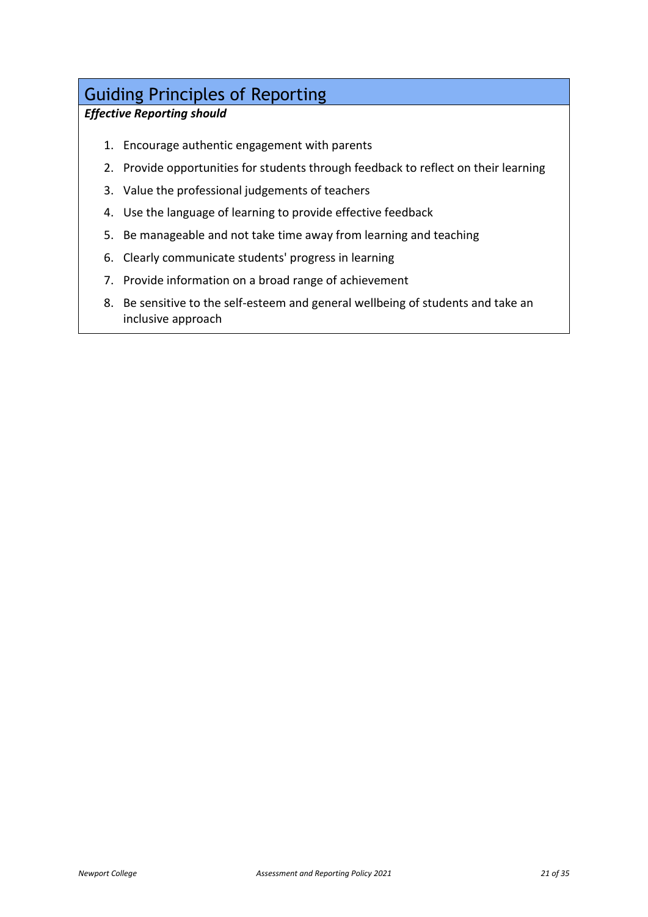## Guiding Principles of Reporting

***Effective Reporting should***

1. Encourage authentic engagement with parents
2. Provide opportunities for students through feedback to reflect on their learning
3. Value the professional judgements of teachers
4. Use the language of learning to provide effective feedback
5. Be manageable and not take time away from learning and teaching
6. Clearly communicate students' progress in learning
7. Provide information on a broad range of achievement
8. Be sensitive to the self-esteem and general wellbeing of students and take an inclusive approach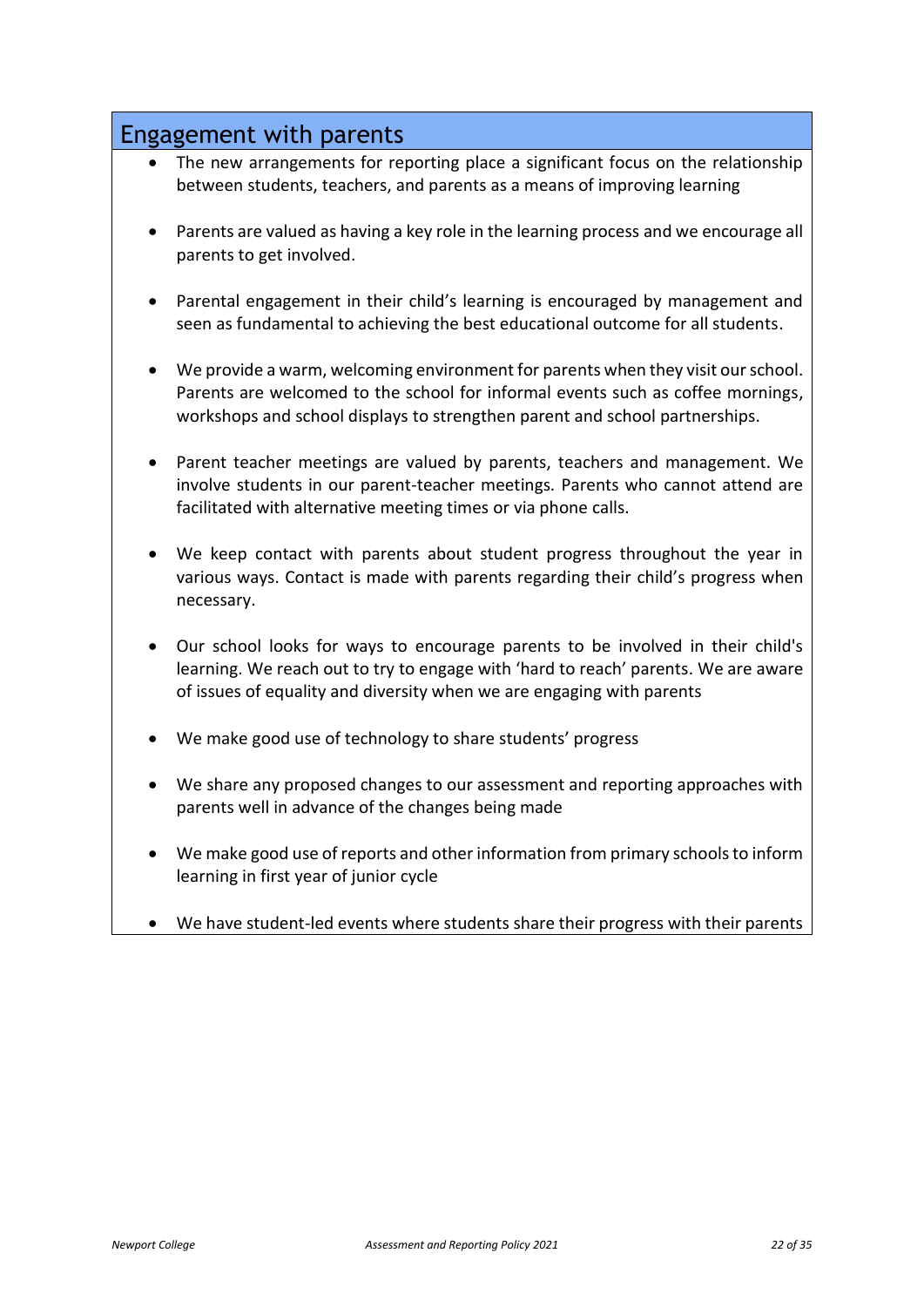## Engagement with parents

- The new arrangements for reporting place a significant focus on the relationship between students, teachers, and parents as a means of improving learning
- Parents are valued as having a key role in the learning process and we encourage all parents to get involved.
- Parental engagement in their child's learning is encouraged by management and seen as fundamental to achieving the best educational outcome for all students.
- We provide a warm, welcoming environment for parents when they visit our school. Parents are welcomed to the school for informal events such as coffee mornings, workshops and school displays to strengthen parent and school partnerships.
- Parent teacher meetings are valued by parents, teachers and management. We involve students in our parent-teacher meetings. Parents who cannot attend are facilitated with alternative meeting times or via phone calls.
- We keep contact with parents about student progress throughout the year in various ways. Contact is made with parents regarding their child's progress when necessary.
- Our school looks for ways to encourage parents to be involved in their child's learning. We reach out to try to engage with 'hard to reach' parents. We are aware of issues of equality and diversity when we are engaging with parents
- We make good use of technology to share students' progress
- We share any proposed changes to our assessment and reporting approaches with parents well in advance of the changes being made
- We make good use of reports and other information from primary schools to inform learning in first year of junior cycle
- We have student-led events where students share their progress with their parents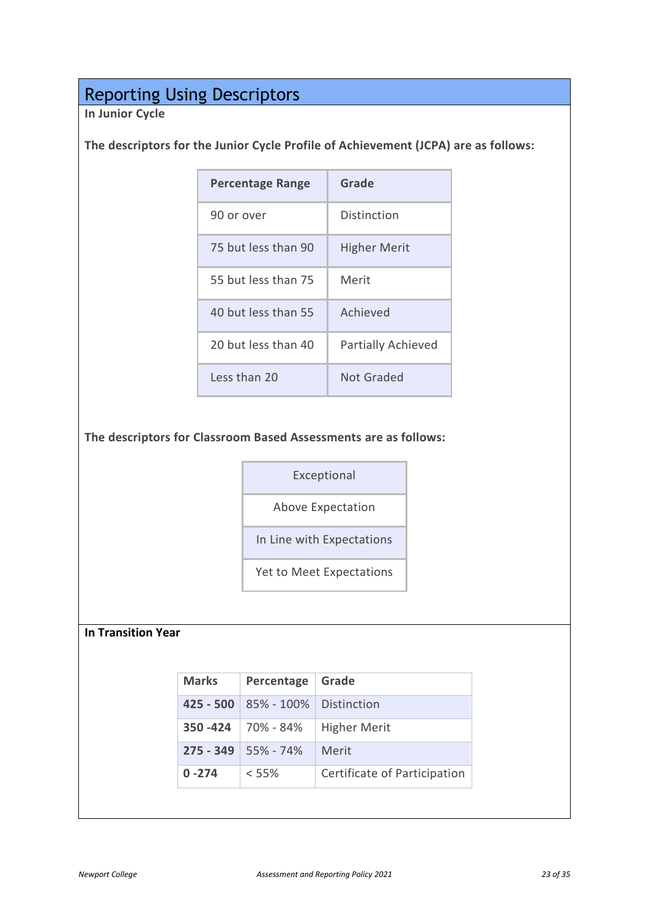# Reporting Using Descriptors

**In Junior Cycle**

**The descriptors for the Junior Cycle Profile of Achievement (JCPA) are as follows:**

| Percentage Range | Grade |
|---|---|
| 90 or over | Distinction |
| 75 but less than 90 | Higher Merit |
| 55 but less than 75 | Merit |
| 40 but less than 55 | Achieved |
| 20 but less than 40 | Partially Achieved |
| Less than 20 | Not Graded |

**The descriptors for Classroom Based Assessments are as follows:**

| Exceptional |
|---|
| Above Expectation |
| In Line with Expectations |
| Yet to Meet Expectations |

**In Transition Year**

| Marks | Percentage | Grade |
|---|---|---|
| **425 - 500** | 85% - 100% | Distinction |
| **350 -424** | 70% - 84% | Higher Merit |
| **275 - 349** | 55% - 74% | Merit |
| **0 -274** | < 55% | Certificate of Participation |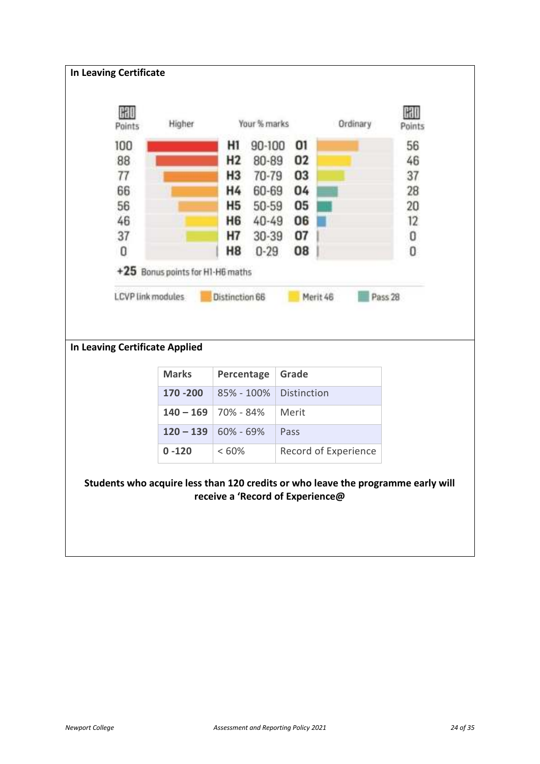**In Leaving Certificate**

| CAO Points | Higher | Your % marks | | Ordinary | CAO Points |
|---|---|---|---|---|---|
| 100 | H1 | 90-100 | O1 | | 56 |
| 88 | H2 | 80-89 | O2 | | 46 |
| 77 | H3 | 70-79 | O3 | | 37 |
| 66 | H4 | 60-69 | O4 | | 28 |
| 56 | H5 | 50-59 | O5 | | 20 |
| 46 | H6 | 40-49 | O6 | | 12 |
| 37 | H7 | 30-39 | O7 | | 0 |
| 0 | H8 | 0-29 | O8 | | 0 |

**+25** Bonus points for H1-H6 maths

LCVP link modules: Distinction 66, Merit 46, Pass 28

**In Leaving Certificate Applied**

| Marks | Percentage | Grade |
|---|---|---|
| 170 -200 | 85% - 100% | Distinction |
| 140 – 169 | 70% - 84% | Merit |
| 120 – 139 | 60% - 69% | Pass |
| 0 -120 | < 60% | Record of Experience |

**Students who acquire less than 120 credits or who leave the programme early will receive a 'Record of Experience@**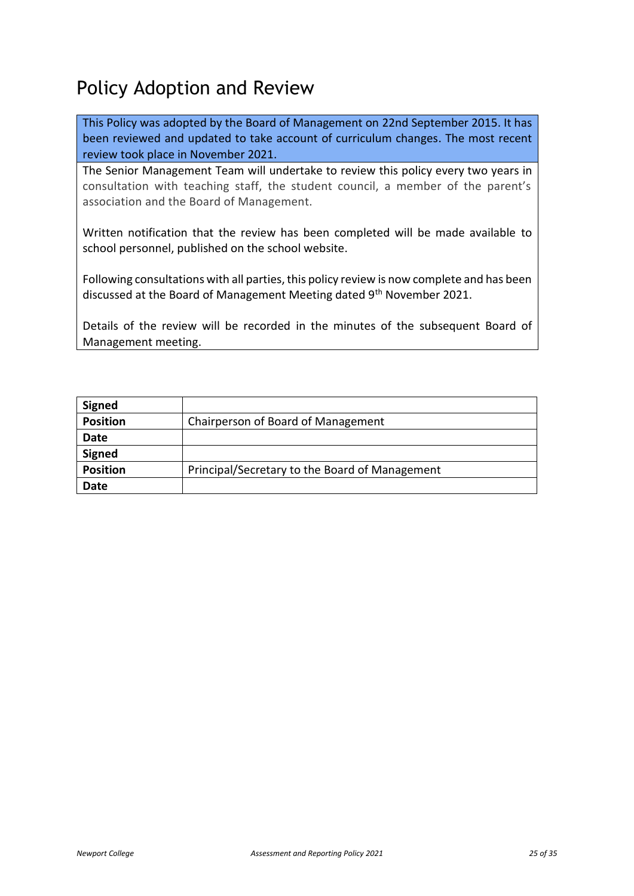# Policy Adoption and Review

This Policy was adopted by the Board of Management on 22nd September 2015. It has been reviewed and updated to take account of curriculum changes. The most recent review took place in November 2021.

The Senior Management Team will undertake to review this policy every two years in consultation with teaching staff, the student council, a member of the parent's association and the Board of Management.

Written notification that the review has been completed will be made available to school personnel, published on the school website.

Following consultations with all parties, this policy review is now complete and has been discussed at the Board of Management Meeting dated 9th November 2021.

Details of the review will be recorded in the minutes of the subsequent Board of Management meeting.

| **Signed** | |
|---|---|
| **Position** | Chairperson of Board of Management |
| **Date** | |
| **Signed** | |
| **Position** | Principal/Secretary to the Board of Management |
| **Date** | |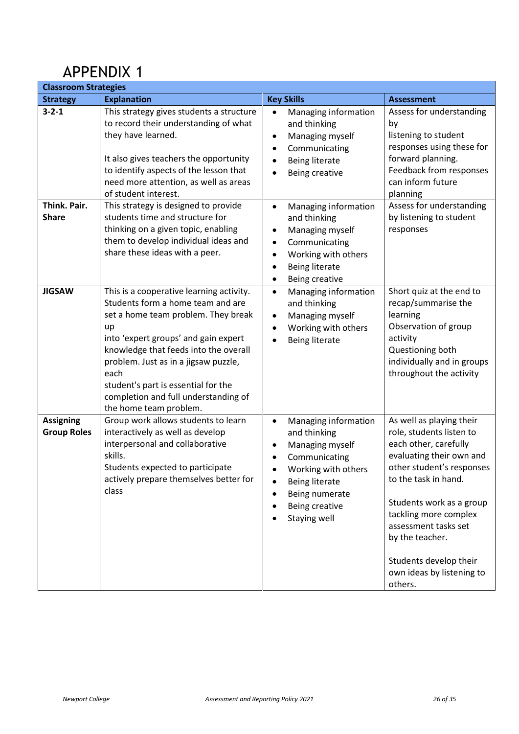# APPENDIX 1

| Classroom Strategies | | | |
|---|---|---|---|
| **Strategy** | **Explanation** | **Key Skills** | **Assessment** |
| **3-2-1** | This strategy gives students a structure to record their understanding of what they have learned.<br><br>It also gives teachers the opportunity to identify aspects of the lesson that need more attention, as well as areas of student interest. | • Managing information and thinking<br>• Managing myself<br>• Communicating<br>• Being literate<br>• Being creative | Assess for understanding by listening to student responses using these for forward planning. Feedback from responses can inform future planning |
| **Think. Pair. Share** | This strategy is designed to provide students time and structure for thinking on a given topic, enabling them to develop individual ideas and share these ideas with a peer. | • Managing information and thinking<br>• Managing myself<br>• Communicating<br>• Working with others<br>• Being literate<br>• Being creative | Assess for understanding by listening to student responses |
| **JIGSAW** | This is a cooperative learning activity. Students form a home team and are set a home team problem. They break up into 'expert groups' and gain expert knowledge that feeds into the overall problem. Just as in a jigsaw puzzle, each student's part is essential for the completion and full understanding of the home team problem. | • Managing information and thinking<br>• Managing myself<br>• Working with others<br>• Being literate | Short quiz at the end to recap/summarise the learning<br>Observation of group activity<br>Questioning both individually and in groups throughout the activity |
| **Assigning Group Roles** | Group work allows students to learn interactively as well as develop interpersonal and collaborative skills.<br>Students expected to participate actively prepare themselves better for class | • Managing information and thinking<br>• Managing myself<br>• Communicating<br>• Working with others<br>• Being literate<br>• Being numerate<br>• Being creative<br>• Staying well | As well as playing their role, students listen to each other, carefully evaluating their own and other student's responses to the task in hand.<br><br>Students work as a group tackling more complex assessment tasks set by the teacher.<br><br>Students develop their own ideas by listening to others. |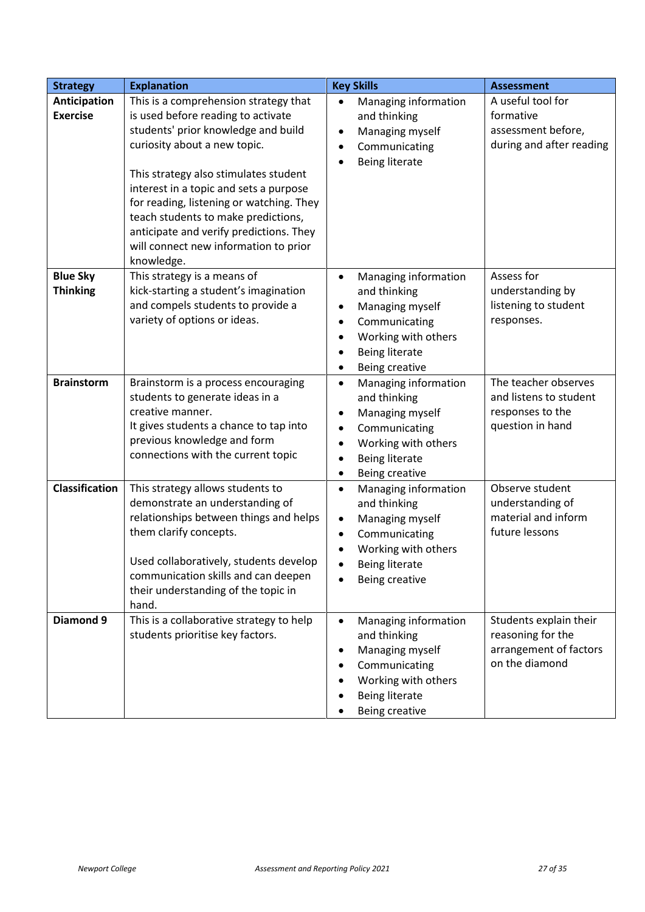| Strategy | Explanation | Key Skills | Assessment |
|---|---|---|---|
| **Anticipation Exercise** | This is a comprehension strategy that is used before reading to activate students' prior knowledge and build curiosity about a new topic.<br><br>This strategy also stimulates student interest in a topic and sets a purpose for reading, listening or watching. They teach students to make predictions, anticipate and verify predictions. They will connect new information to prior knowledge. | • Managing information and thinking<br>• Managing myself<br>• Communicating<br>• Being literate | A useful tool for formative assessment before, during and after reading |
| **Blue Sky Thinking** | This strategy is a means of kick-starting a student's imagination and compels students to provide a variety of options or ideas. | • Managing information and thinking<br>• Managing myself<br>• Communicating<br>• Working with others<br>• Being literate<br>• Being creative | Assess for understanding by listening to student responses. |
| **Brainstorm** | Brainstorm is a process encouraging students to generate ideas in a creative manner.<br>It gives students a chance to tap into previous knowledge and form connections with the current topic | • Managing information and thinking<br>• Managing myself<br>• Communicating<br>• Working with others<br>• Being literate<br>• Being creative | The teacher observes and listens to student responses to the question in hand |
| **Classification** | This strategy allows students to demonstrate an understanding of relationships between things and helps them clarify concepts.<br><br>Used collaboratively, students develop communication skills and can deepen their understanding of the topic in hand. | • Managing information and thinking<br>• Managing myself<br>• Communicating<br>• Working with others<br>• Being literate<br>• Being creative | Observe student understanding of material and inform future lessons |
| **Diamond 9** | This is a collaborative strategy to help students prioritise key factors. | • Managing information and thinking<br>• Managing myself<br>• Communicating<br>• Working with others<br>• Being literate<br>• Being creative | Students explain their reasoning for the arrangement of factors on the diamond |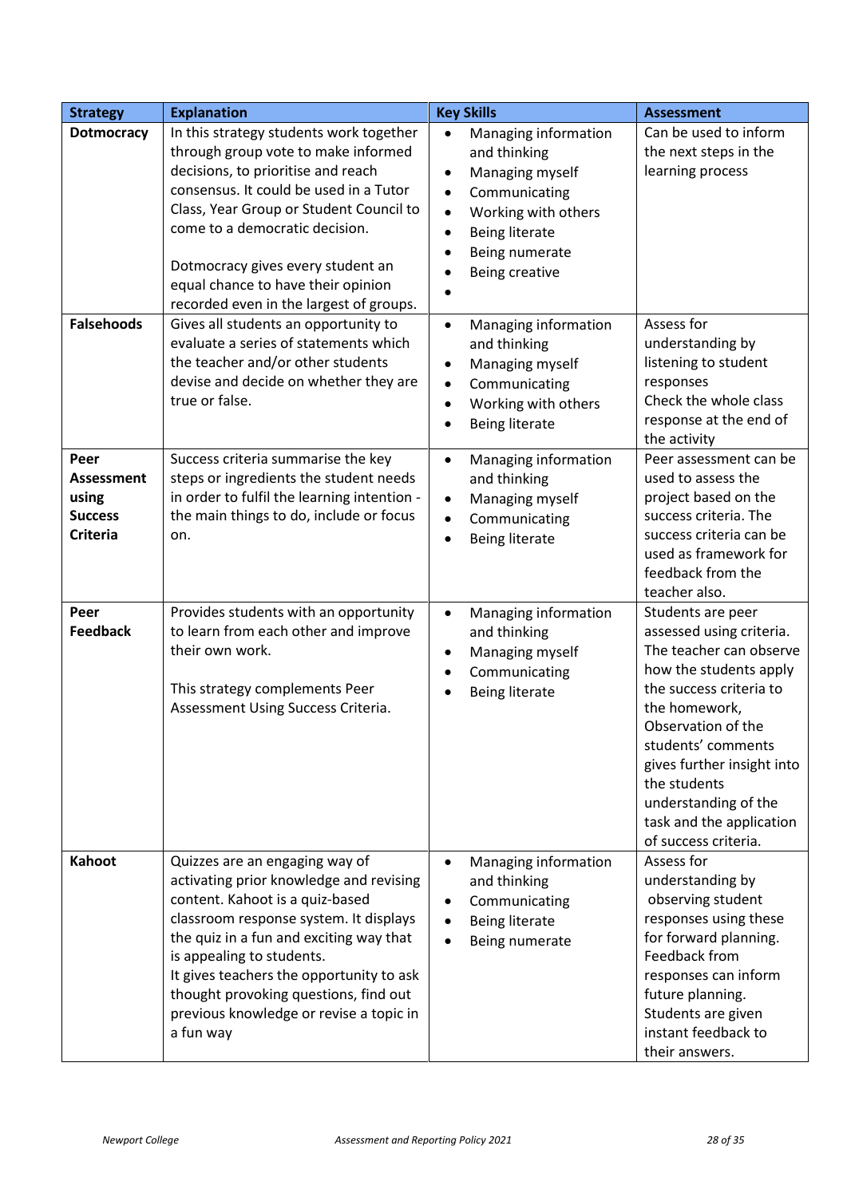| Strategy | Explanation | Key Skills | Assessment |
|---|---|---|---|
| **Dotmocracy** | In this strategy students work together through group vote to make informed decisions, to prioritise and reach consensus. It could be used in a Tutor Class, Year Group or Student Council to come to a democratic decision.<br><br>Dotmocracy gives every student an equal chance to have their opinion recorded even in the largest of groups. | • Managing information and thinking<br>• Managing myself<br>• Communicating<br>• Working with others<br>• Being literate<br>• Being numerate<br>• Being creative<br>• | Can be used to inform the next steps in the learning process |
| **Falsehoods** | Gives all students an opportunity to evaluate a series of statements which the teacher and/or other students devise and decide on whether they are true or false. | • Managing information and thinking<br>• Managing myself<br>• Communicating<br>• Working with others<br>• Being literate | Assess for understanding by listening to student responses<br>Check the whole class response at the end of the activity |
| **Peer Assessment using Success Criteria** | Success criteria summarise the key steps or ingredients the student needs in order to fulfil the learning intention - the main things to do, include or focus on. | • Managing information and thinking<br>• Managing myself<br>• Communicating<br>• Being literate | Peer assessment can be used to assess the project based on the success criteria. The success criteria can be used as framework for feedback from the teacher also. |
| **Peer Feedback** | Provides students with an opportunity to learn from each other and improve their own work.<br><br>This strategy complements Peer Assessment Using Success Criteria. | • Managing information and thinking<br>• Managing myself<br>• Communicating<br>• Being literate | Students are peer assessed using criteria. The teacher can observe how the students apply the success criteria to the homework, Observation of the students' comments gives further insight into the students understanding of the task and the application of success criteria. |
| **Kahoot** | Quizzes are an engaging way of activating prior knowledge and revising content. Kahoot is a quiz-based classroom response system. It displays the quiz in a fun and exciting way that is appealing to students.<br>It gives teachers the opportunity to ask thought provoking questions, find out previous knowledge or revise a topic in a fun way | • Managing information and thinking<br>• Communicating<br>• Being literate<br>• Being numerate | Assess for understanding by observing student responses using these for forward planning. Feedback from responses can inform future planning. Students are given instant feedback to their answers. |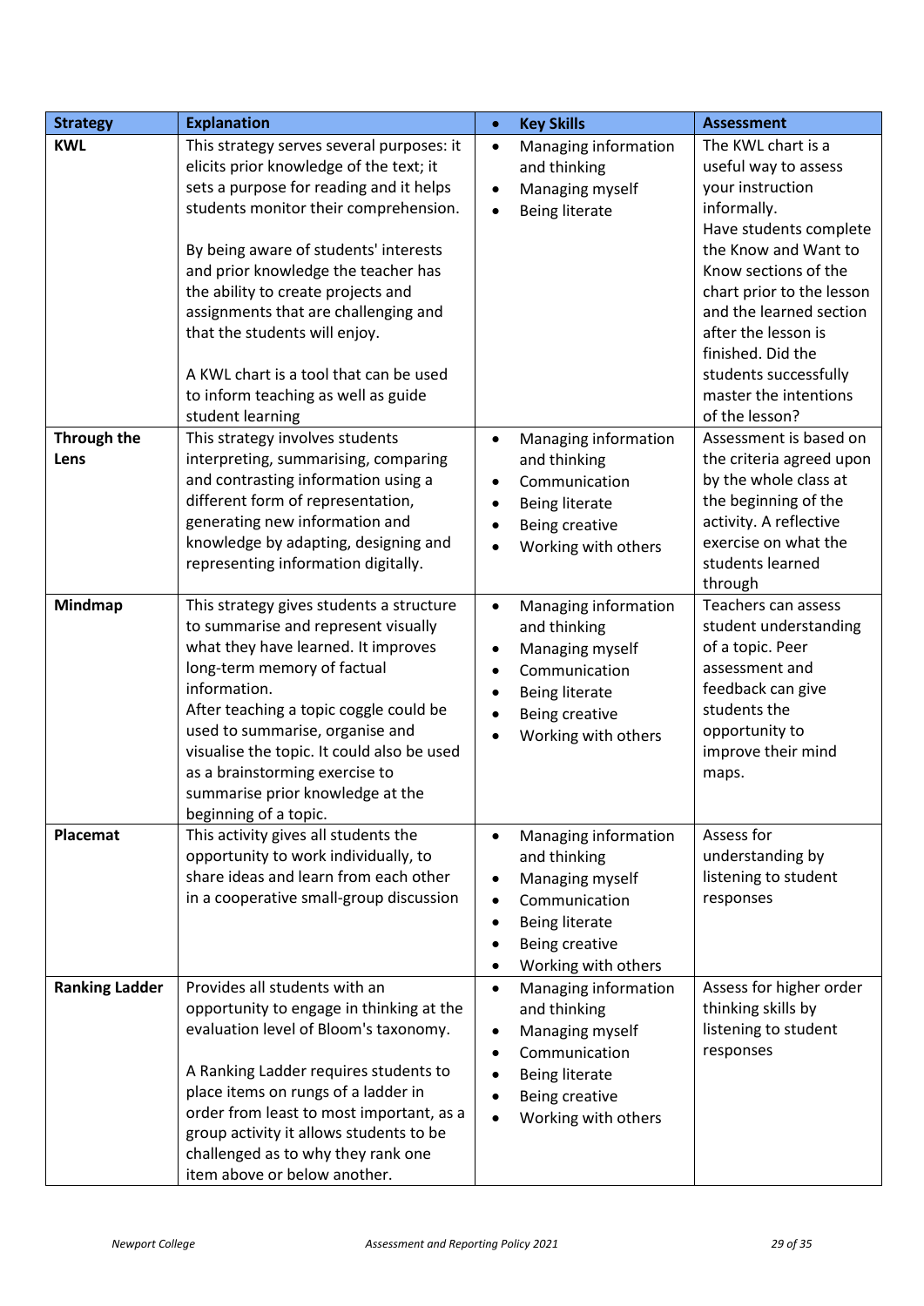| Strategy | Explanation | Key Skills | Assessment |
|---|---|---|---|
| **KWL** | This strategy serves several purposes: it elicits prior knowledge of the text; it sets a purpose for reading and it helps students monitor their comprehension.<br><br>By being aware of students' interests and prior knowledge the teacher has the ability to create projects and assignments that are challenging and that the students will enjoy.<br><br>A KWL chart is a tool that can be used to inform teaching as well as guide student learning | • Managing information and thinking<br>• Managing myself<br>• Being literate | The KWL chart is a useful way to assess your instruction informally.<br>Have students complete the Know and Want to Know sections of the chart prior to the lesson and the learned section after the lesson is finished. Did the students successfully master the intentions of the lesson? |
| **Through the Lens** | This strategy involves students interpreting, summarising, comparing and contrasting information using a different form of representation, generating new information and knowledge by adapting, designing and representing information digitally. | • Managing information and thinking<br>• Communication<br>• Being literate<br>• Being creative<br>• Working with others | Assessment is based on the criteria agreed upon by the whole class at the beginning of the activity. A reflective exercise on what the students learned through |
| **Mindmap** | This strategy gives students a structure to summarise and represent visually what they have learned. It improves long-term memory of factual information.<br>After teaching a topic coggle could be used to summarise, organise and visualise the topic. It could also be used as a brainstorming exercise to summarise prior knowledge at the beginning of a topic. | • Managing information and thinking<br>• Managing myself<br>• Communication<br>• Being literate<br>• Being creative<br>• Working with others | Teachers can assess student understanding of a topic. Peer assessment and feedback can give students the opportunity to improve their mind maps. |
| **Placemat** | This activity gives all students the opportunity to work individually, to share ideas and learn from each other in a cooperative small-group discussion | • Managing information and thinking<br>• Managing myself<br>• Communication<br>• Being literate<br>• Being creative<br>• Working with others | Assess for understanding by listening to student responses |
| **Ranking Ladder** | Provides all students with an opportunity to engage in thinking at the evaluation level of Bloom's taxonomy.<br><br>A Ranking Ladder requires students to place items on rungs of a ladder in order from least to most important, as a group activity it allows students to be challenged as to why they rank one item above or below another. | • Managing information and thinking<br>• Managing myself<br>• Communication<br>• Being literate<br>• Being creative<br>• Working with others | Assess for higher order thinking skills by listening to student responses |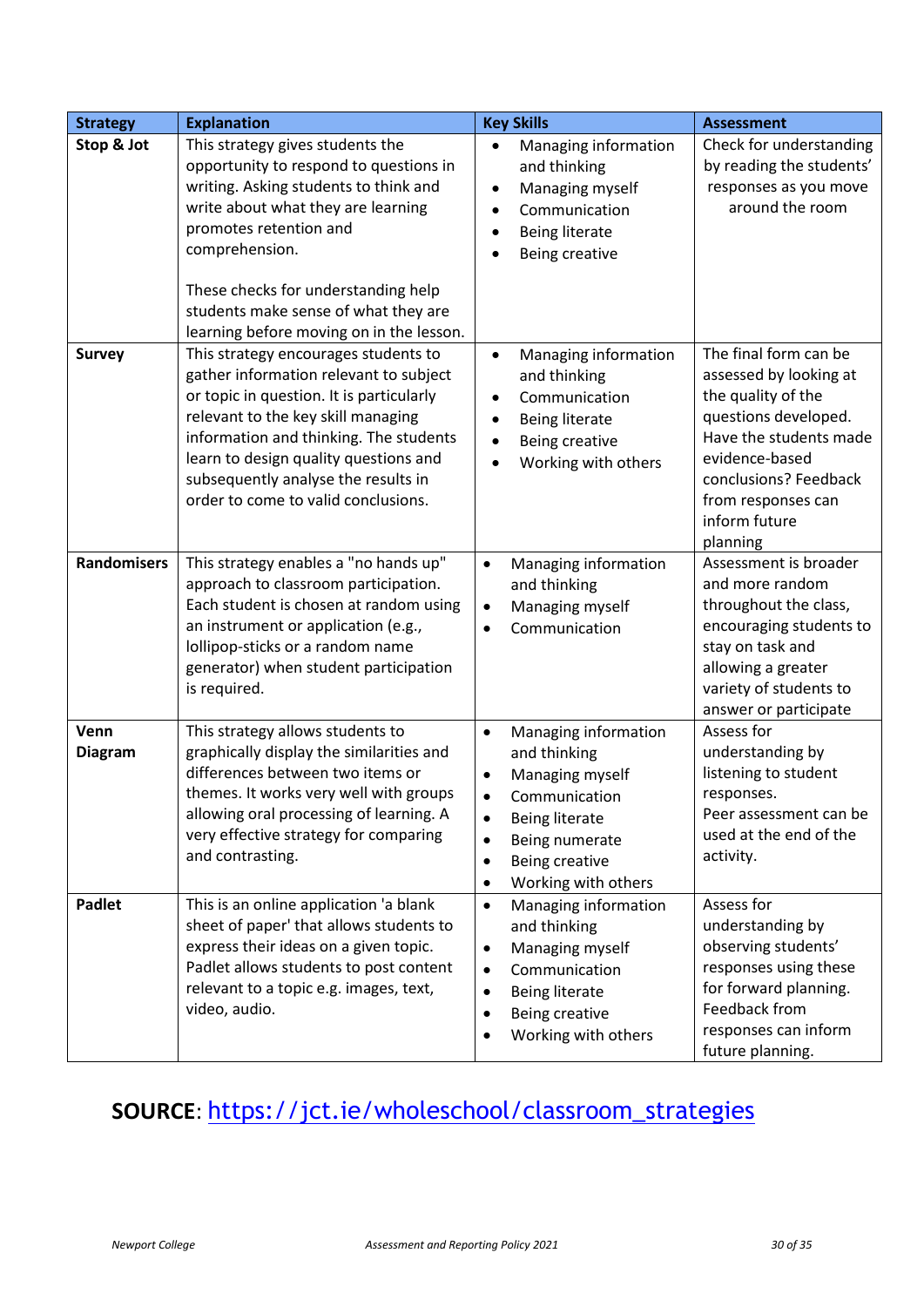| Strategy | Explanation | Key Skills | Assessment |
|---|---|---|---|
| **Stop & Jot** | This strategy gives students the opportunity to respond to questions in writing. Asking students to think and write about what they are learning promotes retention and comprehension.<br><br>These checks for understanding help students make sense of what they are learning before moving on in the lesson. | • Managing information and thinking<br>• Managing myself<br>• Communication<br>• Being literate<br>• Being creative | Check for understanding by reading the students' responses as you move around the room |
| **Survey** | This strategy encourages students to gather information relevant to subject or topic in question. It is particularly relevant to the key skill managing information and thinking. The students learn to design quality questions and subsequently analyse the results in order to come to valid conclusions. | • Managing information and thinking<br>• Communication<br>• Being literate<br>• Being creative<br>• Working with others | The final form can be assessed by looking at the quality of the questions developed. Have the students made evidence-based conclusions? Feedback from responses can inform future planning |
| **Randomisers** | This strategy enables a "no hands up" approach to classroom participation. Each student is chosen at random using an instrument or application (e.g., lollipop-sticks or a random name generator) when student participation is required. | • Managing information and thinking<br>• Managing myself<br>• Communication | Assessment is broader and more random throughout the class, encouraging students to stay on task and allowing a greater variety of students to answer or participate |
| **Venn Diagram** | This strategy allows students to graphically display the similarities and differences between two items or themes. It works very well with groups allowing oral processing of learning. A very effective strategy for comparing and contrasting. | • Managing information and thinking<br>• Managing myself<br>• Communication<br>• Being literate<br>• Being numerate<br>• Being creative<br>• Working with others | Assess for understanding by listening to student responses.<br>Peer assessment can be used at the end of the activity. |
| **Padlet** | This is an online application 'a blank sheet of paper' that allows students to express their ideas on a given topic. Padlet allows students to post content relevant to a topic e.g. images, text, video, audio. | • Managing information and thinking<br>• Managing myself<br>• Communication<br>• Being literate<br>• Being creative<br>• Working with others | Assess for understanding by observing students' responses using these for forward planning. Feedback from responses can inform future planning. |

**SOURCE**: https://jct.ie/wholeschool/classroom_strategies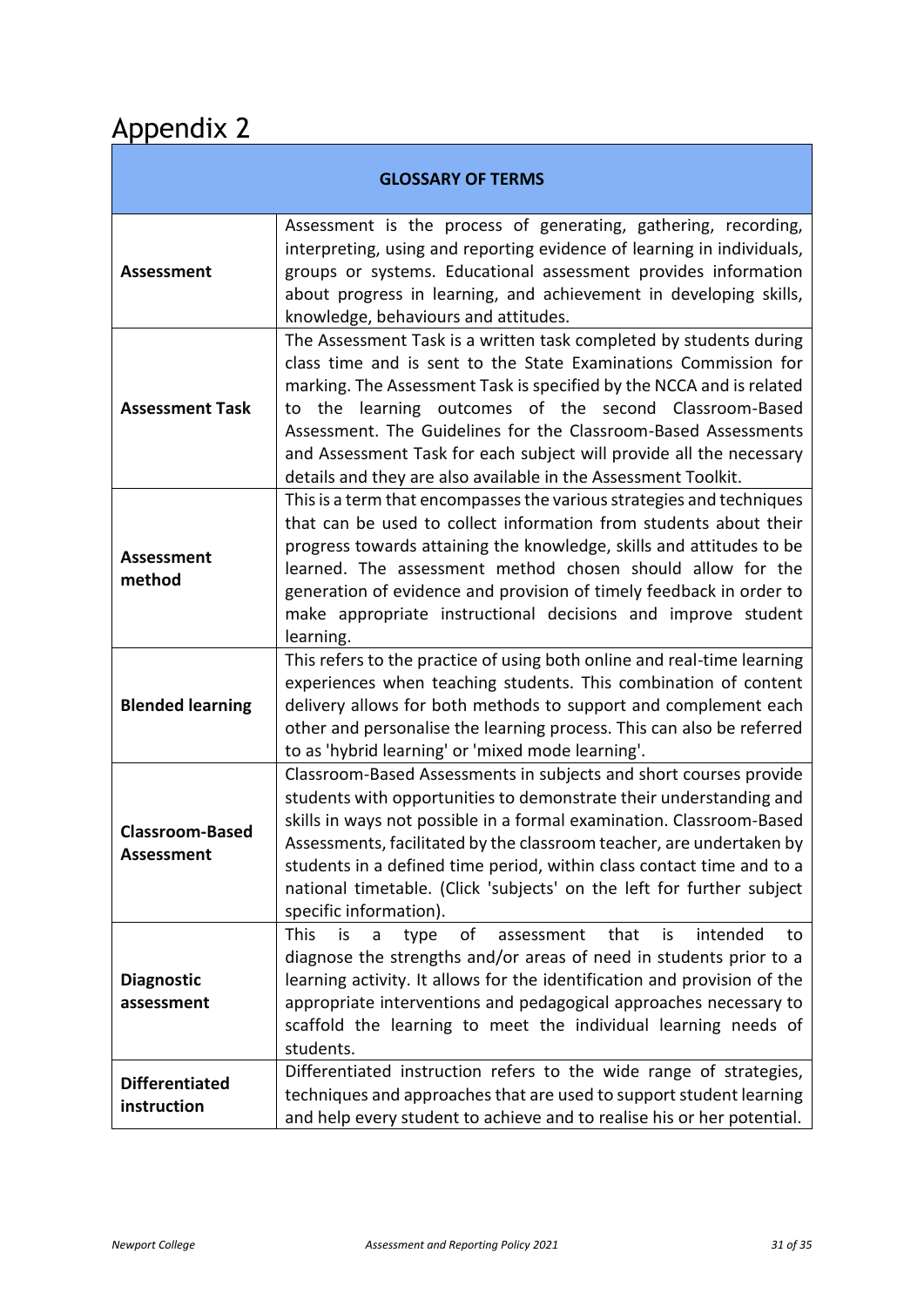# Appendix 2

| GLOSSARY OF TERMS | |
|---|---|
| **Assessment** | Assessment is the process of generating, gathering, recording, interpreting, using and reporting evidence of learning in individuals, groups or systems. Educational assessment provides information about progress in learning, and achievement in developing skills, knowledge, behaviours and attitudes. |
| **Assessment Task** | The Assessment Task is a written task completed by students during class time and is sent to the State Examinations Commission for marking. The Assessment Task is specified by the NCCA and is related to the learning outcomes of the second Classroom-Based Assessment. The Guidelines for the Classroom-Based Assessments and Assessment Task for each subject will provide all the necessary details and they are also available in the Assessment Toolkit. |
| **Assessment method** | This is a term that encompasses the various strategies and techniques that can be used to collect information from students about their progress towards attaining the knowledge, skills and attitudes to be learned. The assessment method chosen should allow for the generation of evidence and provision of timely feedback in order to make appropriate instructional decisions and improve student learning. |
| **Blended learning** | This refers to the practice of using both online and real-time learning experiences when teaching students. This combination of content delivery allows for both methods to support and complement each other and personalise the learning process. This can also be referred to as 'hybrid learning' or 'mixed mode learning'. |
| **Classroom-Based Assessment** | Classroom-Based Assessments in subjects and short courses provide students with opportunities to demonstrate their understanding and skills in ways not possible in a formal examination. Classroom-Based Assessments, facilitated by the classroom teacher, are undertaken by students in a defined time period, within class contact time and to a national timetable. (Click 'subjects' on the left for further subject specific information). |
| **Diagnostic assessment** | This is a type of assessment that is intended to diagnose the strengths and/or areas of need in students prior to a learning activity. It allows for the identification and provision of the appropriate interventions and pedagogical approaches necessary to scaffold the learning to meet the individual learning needs of students. |
| **Differentiated instruction** | Differentiated instruction refers to the wide range of strategies, techniques and approaches that are used to support student learning and help every student to achieve and to realise his or her potential. |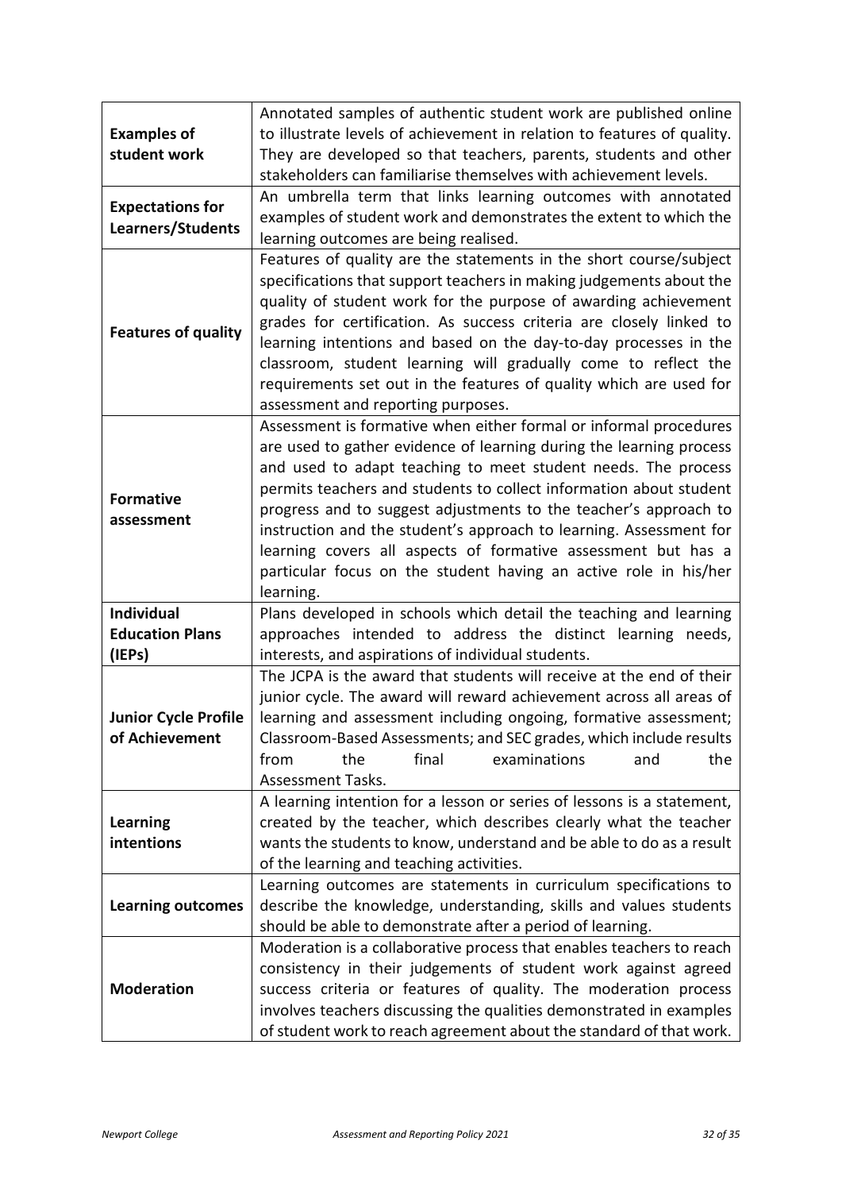| | |
|---|---|
| **Examples of student work** | Annotated samples of authentic student work are published online to illustrate levels of achievement in relation to features of quality. They are developed so that teachers, parents, students and other stakeholders can familiarise themselves with achievement levels. |
| **Expectations for Learners/Students** | An umbrella term that links learning outcomes with annotated examples of student work and demonstrates the extent to which the learning outcomes are being realised. |
| **Features of quality** | Features of quality are the statements in the short course/subject specifications that support teachers in making judgements about the quality of student work for the purpose of awarding achievement grades for certification. As success criteria are closely linked to learning intentions and based on the day-to-day processes in the classroom, student learning will gradually come to reflect the requirements set out in the features of quality which are used for assessment and reporting purposes. |
| **Formative assessment** | Assessment is formative when either formal or informal procedures are used to gather evidence of learning during the learning process and used to adapt teaching to meet student needs. The process permits teachers and students to collect information about student progress and to suggest adjustments to the teacher's approach to instruction and the student's approach to learning. Assessment for learning covers all aspects of formative assessment but has a particular focus on the student having an active role in his/her learning. |
| **Individual Education Plans (IEPs)** | Plans developed in schools which detail the teaching and learning approaches intended to address the distinct learning needs, interests, and aspirations of individual students. |
| **Junior Cycle Profile of Achievement** | The JCPA is the award that students will receive at the end of their junior cycle. The award will reward achievement across all areas of learning and assessment including ongoing, formative assessment; Classroom-Based Assessments; and SEC grades, which include results from the final examinations and the Assessment Tasks. |
| **Learning intentions** | A learning intention for a lesson or series of lessons is a statement, created by the teacher, which describes clearly what the teacher wants the students to know, understand and be able to do as a result of the learning and teaching activities. |
| **Learning outcomes** | Learning outcomes are statements in curriculum specifications to describe the knowledge, understanding, skills and values students should be able to demonstrate after a period of learning. |
| **Moderation** | Moderation is a collaborative process that enables teachers to reach consistency in their judgements of student work against agreed success criteria or features of quality. The moderation process involves teachers discussing the qualities demonstrated in examples of student work to reach agreement about the standard of that work. |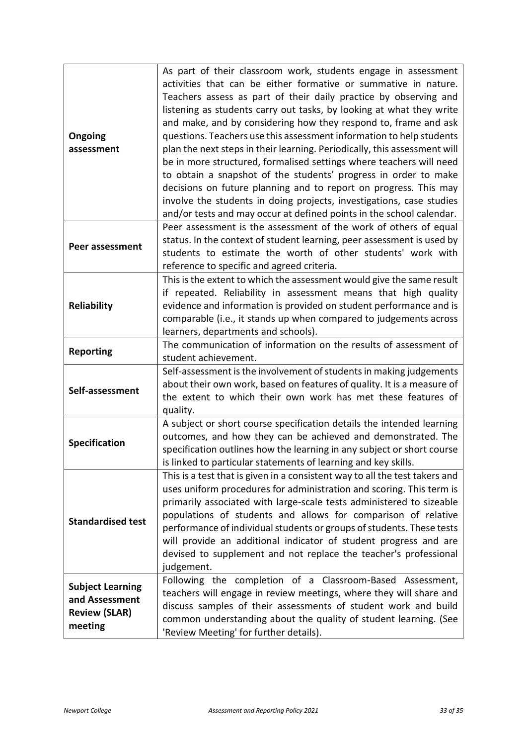| | |
|---|---|
| **Ongoing assessment** | As part of their classroom work, students engage in assessment activities that can be either formative or summative in nature. Teachers assess as part of their daily practice by observing and listening as students carry out tasks, by looking at what they write and make, and by considering how they respond to, frame and ask questions. Teachers use this assessment information to help students plan the next steps in their learning. Periodically, this assessment will be in more structured, formalised settings where teachers will need to obtain a snapshot of the students' progress in order to make decisions on future planning and to report on progress. This may involve the students in doing projects, investigations, case studies and/or tests and may occur at defined points in the school calendar. |
| **Peer assessment** | Peer assessment is the assessment of the work of others of equal status. In the context of student learning, peer assessment is used by students to estimate the worth of other students' work with reference to specific and agreed criteria. |
| **Reliability** | This is the extent to which the assessment would give the same result if repeated. Reliability in assessment means that high quality evidence and information is provided on student performance and is comparable (i.e., it stands up when compared to judgements across learners, departments and schools). |
| **Reporting** | The communication of information on the results of assessment of student achievement. |
| **Self-assessment** | Self-assessment is the involvement of students in making judgements about their own work, based on features of quality. It is a measure of the extent to which their own work has met these features of quality. |
| **Specification** | A subject or short course specification details the intended learning outcomes, and how they can be achieved and demonstrated. The specification outlines how the learning in any subject or short course is linked to particular statements of learning and key skills. |
| **Standardised test** | This is a test that is given in a consistent way to all the test takers and uses uniform procedures for administration and scoring. This term is primarily associated with large-scale tests administered to sizeable populations of students and allows for comparison of relative performance of individual students or groups of students. These tests will provide an additional indicator of student progress and are devised to supplement and not replace the teacher's professional judgement. |
| **Subject Learning and Assessment Review (SLAR) meeting** | Following the completion of a Classroom-Based Assessment, teachers will engage in review meetings, where they will share and discuss samples of their assessments of student work and build common understanding about the quality of student learning. (See 'Review Meeting' for further details). |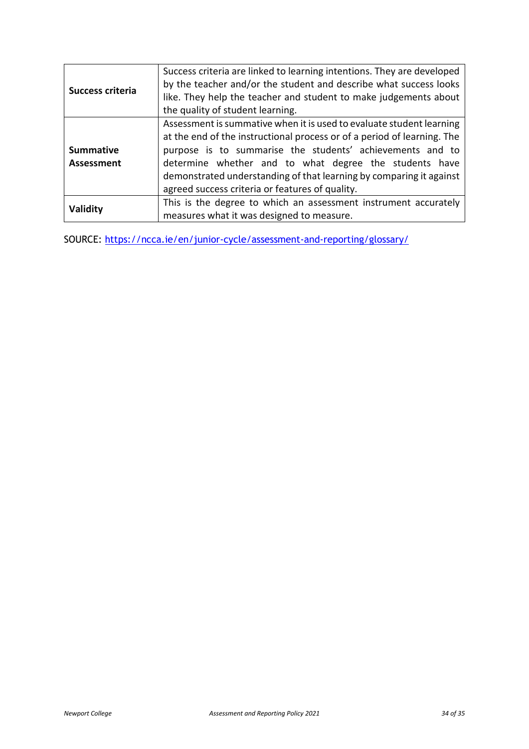| | |
|---|---|
| **Success criteria** | Success criteria are linked to learning intentions. They are developed by the teacher and/or the student and describe what success looks like. They help the teacher and student to make judgements about the quality of student learning. |
| **Summative Assessment** | Assessment is summative when it is used to evaluate student learning at the end of the instructional process or of a period of learning. The purpose is to summarise the students' achievements and to determine whether and to what degree the students have demonstrated understanding of that learning by comparing it against agreed success criteria or features of quality. |
| **Validity** | This is the degree to which an assessment instrument accurately measures what it was designed to measure. |

SOURCE: https://ncca.ie/en/junior-cycle/assessment-and-reporting/glossary/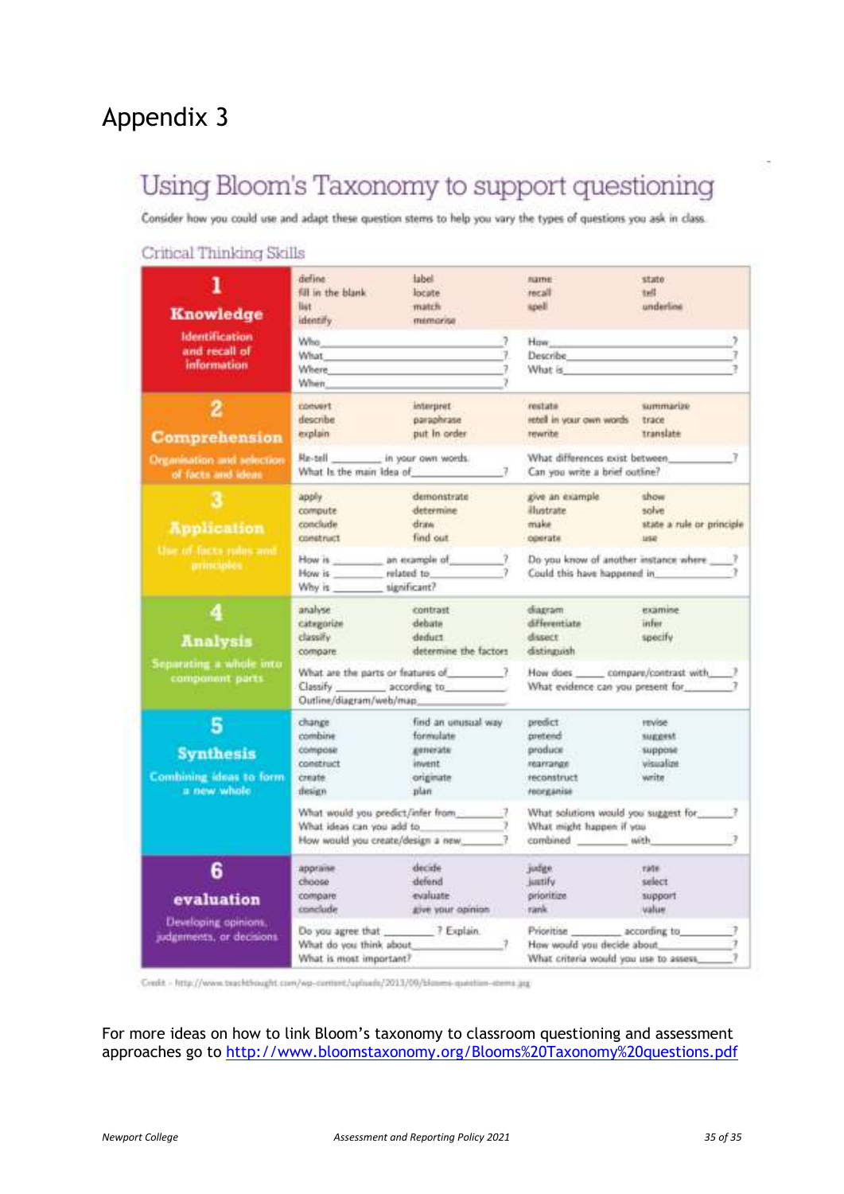# Appendix 3

## Using Bloom's Taxonomy to support questioning

Consider how you could use and adapt these question stems to help you vary the types of questions you ask in class.

### Critical Thinking Skills

| | | |
|---|---|---|
| **1 Knowledge** Identification and recall of information | define, fill in the blank, list, identify, label, locate, match, memorise | name, recall, spell, state, tell, underline |
| | Who\_\_\_? What\_\_\_? Where\_\_\_? When\_\_\_? | How\_\_\_? Describe\_\_\_? What is\_\_\_? |
| **2 Comprehension** Organisation and selection of facts and ideas | convert, describe, explain, interpret, paraphrase, put in order | restate, retell in your own words, rewrite, summarize, trace, translate |
| | Re-tell \_\_\_ in your own words. What is the main idea of\_\_\_? | What differences exist between\_\_\_? Can you write a brief outline? |
| **3 Application** Use of facts rules and principles | apply, compute, conclude, construct, demonstrate, determine, draw, find out | give an example, illustrate, make, operate, show, solve, state a rule or principle, use |
| | How is \_\_\_ an example of\_\_\_? How is \_\_\_ related to\_\_\_? Why is \_\_\_ significant? | Do you know of another instance where \_\_\_? Could this have happened in\_\_\_? |
| **4 Analysis** Separating a whole into component parts | analyse, categorize, classify, compare, contrast, debate, deduct, determine the factors | diagram, differentiate, dissect, distinguish, examine, infer, specify |
| | What are the parts or features of\_\_\_? Classify \_\_\_ according to\_\_\_. Outline/diagram/web/map\_\_\_. | How does \_\_\_ compare/contrast with\_\_\_? What evidence can you present for\_\_\_? |
| **5 Synthesis** Combining ideas to form a new whole | change, combine, compose, construct, create, design, find an unusual way, formulate, generate, invent, originate, plan | predict, pretend, produce, rearrange, reconstruct, reorganise, revise, suggest, suppose, visualize, write |
| | What would you predict/infer from\_\_\_? What ideas can you add to\_\_\_? How would you create/design a new\_\_\_? | What solutions would you suggest for\_\_\_? What might happen if you combined \_\_\_ with\_\_\_? |
| **6 evaluation** Developing opinions, judgements, or decisions | appraise, choose, compare, conclude, decide, defend, evaluate, give your opinion | judge, justify, prioritize, rank, rate, select, support, value |
| | Do you agree that \_\_\_? Explain. What do you think about\_\_\_? What is most important? | Prioritise \_\_\_ according to\_\_\_? How would you decide about\_\_\_? What criteria would you use to assess\_\_\_? |

Credit - http://www.teachthought.com/wp-content/uploads/2013/09/blooms-question-stems.jpg

For more ideas on how to link Bloom's taxonomy to classroom questioning and assessment approaches go to http://www.bloomstaxonomy.org/Blooms%20Taxonomy%20questions.pdf